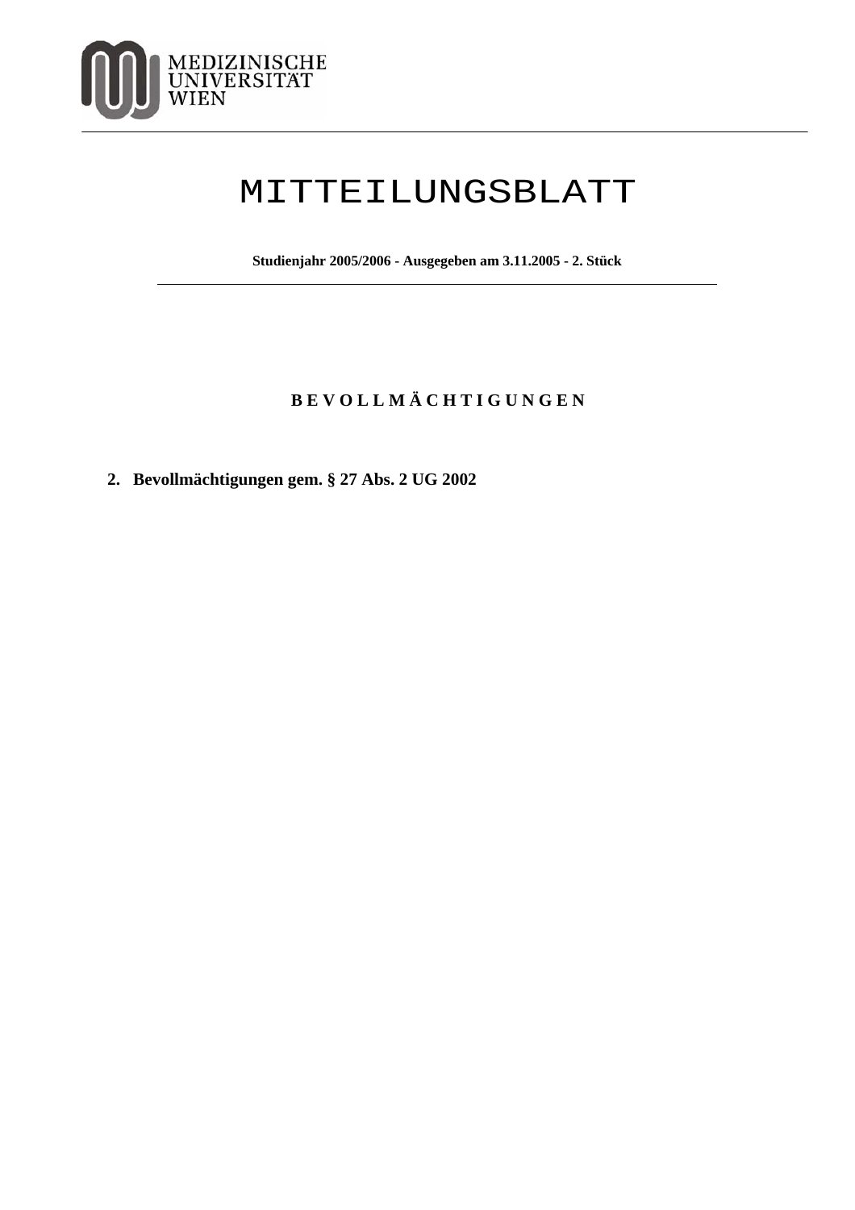MEDIZINISCHE UNIVERSITÄT WIEN

# MITTEILUNGSBLATT

**Studienjahr 2005/2006 - Ausgegeben am 3.11.2005 - 2. Stück**

## B E V O L L M Ä C H T I G U N G E N

**2. Bevollmächtigungen gem. § 27 Abs. 2 UG 2002**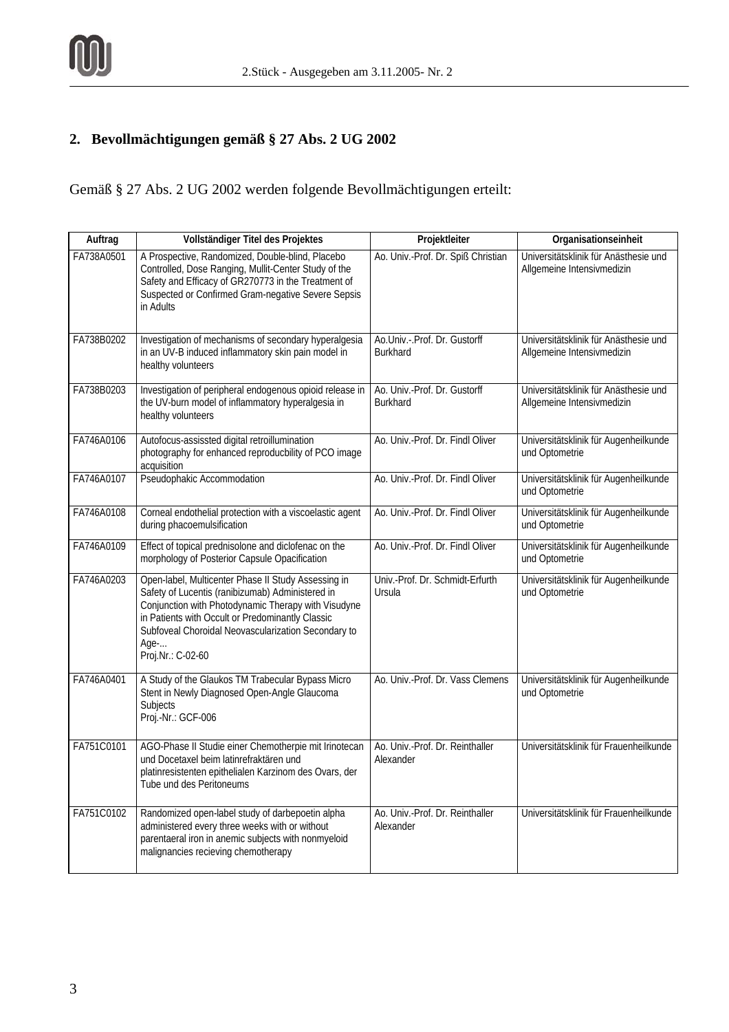## 2. Bevollmächtigungen gemäß § 27 Abs. 2 UG 2002

Gemäß § 27 Abs. 2 UG 2002 werden folgende Bevollmächtigungen erteilt:

| Auftrag | Vollständiger Titel des Projektes | Projektleiter | Organisationseinheit |
|---|---|---|---|
| FA738A0501 | A Prospective, Randomized, Double-blind, Placebo Controlled, Dose Ranging, Mullit-Center Study of the Safety and Efficacy of GR270773 in the Treatment of Suspected or Confirmed Gram-negative Severe Sepsis in Adults | Ao. Univ.-Prof. Dr. Spiß Christian | Universitätsklinik für Anästhesie und Allgemeine Intensivmedizin |
| FA738B0202 | Investigation of mechanisms of secondary hyperalgesia in an UV-B induced inflammatory skin pain model in healthy volunteers | Ao.Univ.-.Prof. Dr. Gustorff Burkhard | Universitätsklinik für Anästhesie und Allgemeine Intensivmedizin |
| FA738B0203 | Investigation of peripheral endogenous opioid release in the UV-burn model of inflammatory hyperalgesia in healthy volunteers | Ao. Univ.-Prof. Dr. Gustorff Burkhard | Universitätsklinik für Anästhesie und Allgemeine Intensivmedizin |
| FA746A0106 | Autofocus-assissted digital retroillumination photography for enhanced reproducbility of PCO image acquisition | Ao. Univ.-Prof. Dr. Findl Oliver | Universitätsklinik für Augenheilkunde und Optometrie |
| FA746A0107 | Pseudophakic Accommodation | Ao. Univ.-Prof. Dr. Findl Oliver | Universitätsklinik für Augenheilkunde und Optometrie |
| FA746A0108 | Corneal endothelial protection with a viscoelastic agent during phacoemulsification | Ao. Univ.-Prof. Dr. Findl Oliver | Universitätsklinik für Augenheilkunde und Optometrie |
| FA746A0109 | Effect of topical prednisolone and diclofenac on the morphology of Posterior Capsule Opacification | Ao. Univ.-Prof. Dr. Findl Oliver | Universitätsklinik für Augenheilkunde und Optometrie |
| FA746A0203 | Open-label, Multicenter Phase II Study Assessing in Safety of Lucentis (ranibizumab) Administered in Conjunction with Photodynamic Therapy with Visudyne in Patients with Occult or Predominantly Classic Subfoveal Choroidal Neovascularization Secondary to Age-... Proj.Nr.: C-02-60 | Univ.-Prof. Dr. Schmidt-Erfurth Ursula | Universitätsklinik für Augenheilkunde und Optometrie |
| FA746A0401 | A Study of the Glaukos TM Trabecular Bypass Micro Stent in Newly Diagnosed Open-Angle Glaucoma Subjects Proj.-Nr.: GCF-006 | Ao. Univ.-Prof. Dr. Vass Clemens | Universitätsklinik für Augenheilkunde und Optometrie |
| FA751C0101 | AGO-Phase II Studie einer Chemotherpie mit Irinotecan und Docetaxel beim latinrefraktären und platinresistenten epithelialen Karzinom des Ovars, der Tube und des Peritoneums | Ao. Univ.-Prof. Dr. Reinthaller Alexander | Universitätsklinik für Frauenheilkunde |
| FA751C0102 | Randomized open-label study of darbepoetin alpha administered every three weeks with or without parentaeral iron in anemic subjects with nonmyeloid malignancies recieving chemotherapy | Ao. Univ.-Prof. Dr. Reinthaller Alexander | Universitätsklinik für Frauenheilkunde |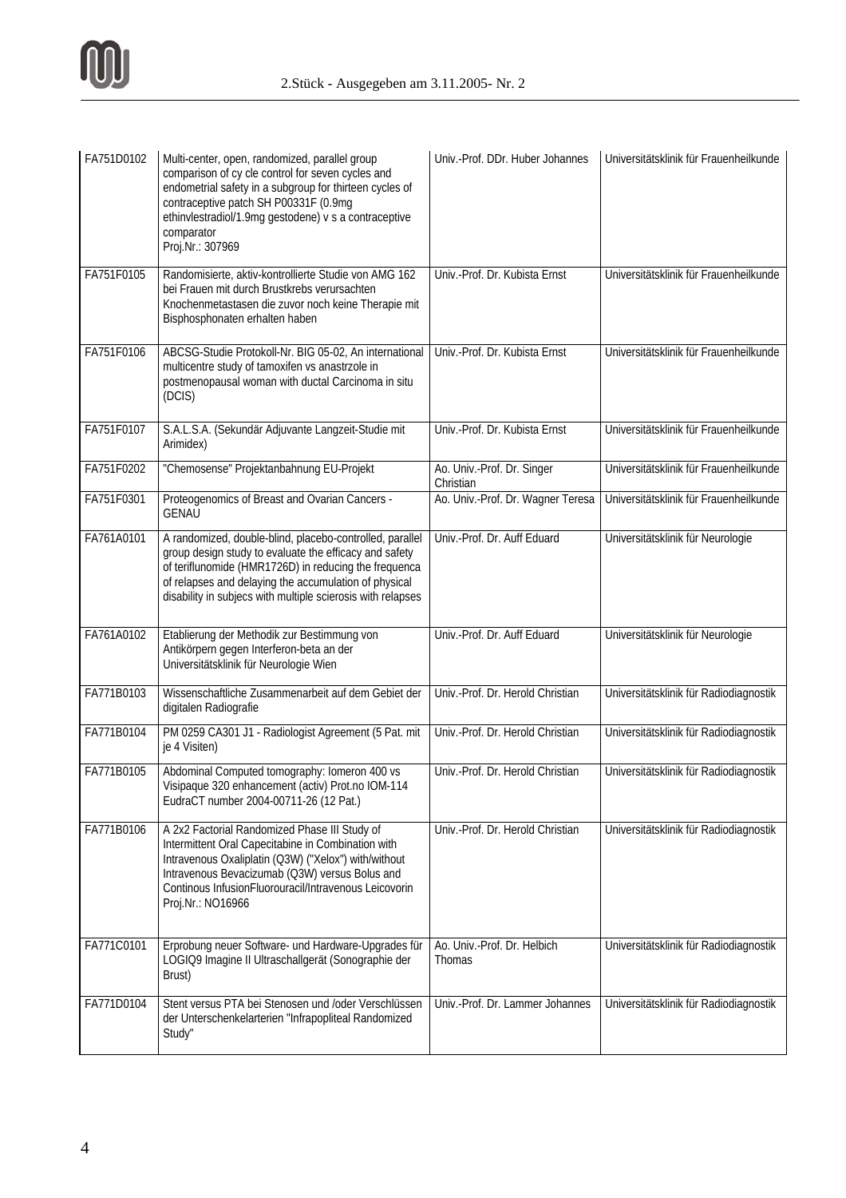| | | | |
|---|---|---|---|
| FA751D0102 | Multi-center, open, randomized, parallel group comparison of cy cle control for seven cycles and endometrial safety in a subgroup for thirteen cycles of contraceptive patch SH P00331F (0.9mg ethinvlestradiol/1.9mg gestodene) v s a contraceptive comparator Proj.Nr.: 307969 | Univ.-Prof. DDr. Huber Johannes | Universitätsklinik für Frauenheilkunde |
| FA751F0105 | Randomisierte, aktiv-kontrollierte Studie von AMG 162 bei Frauen mit durch Brustkrebs verursachten Knochenmetastasen die zuvor noch keine Therapie mit Bisphosphonaten erhalten haben | Univ.-Prof. Dr. Kubista Ernst | Universitätsklinik für Frauenheilkunde |
| FA751F0106 | ABCSG-Studie Protokoll-Nr. BIG 05-02, An international multicentre study of tamoxifen vs anastrzole in postmenopausal woman with ductal Carcinoma in situ (DCIS) | Univ.-Prof. Dr. Kubista Ernst | Universitätsklinik für Frauenheilkunde |
| FA751F0107 | S.A.L.S.A. (Sekundär Adjuvante Langzeit-Studie mit Arimidex) | Univ.-Prof. Dr. Kubista Ernst | Universitätsklinik für Frauenheilkunde |
| FA751F0202 | "Chemosense" Projektanbahnung EU-Projekt | Ao. Univ.-Prof. Dr. Singer Christian | Universitätsklinik für Frauenheilkunde |
| FA751F0301 | Proteogenomics of Breast and Ovarian Cancers - GENAU | Ao. Univ.-Prof. Dr. Wagner Teresa | Universitätsklinik für Frauenheilkunde |
| FA761A0101 | A randomized, double-blind, placebo-controlled, parallel group design study to evaluate the efficacy and safety of teriflunomide (HMR1726D) in reducing the frequenca of relapses and delaying the accumulation of physical disability in subjecs with multiple scierosis with relapses | Univ.-Prof. Dr. Auff Eduard | Universitätsklinik für Neurologie |
| FA761A0102 | Etablierung der Methodik zur Bestimmung von Antikörpern gegen Interferon-beta an der Universitätsklinik für Neurologie Wien | Univ.-Prof. Dr. Auff Eduard | Universitätsklinik für Neurologie |
| FA771B0103 | Wissenschaftliche Zusammenarbeit auf dem Gebiet der digitalen Radiografie | Univ.-Prof. Dr. Herold Christian | Universitätsklinik für Radiodiagnostik |
| FA771B0104 | PM 0259 CA301 J1 - Radiologist Agreement (5 Pat. mit je 4 Visiten) | Univ.-Prof. Dr. Herold Christian | Universitätsklinik für Radiodiagnostik |
| FA771B0105 | Abdominal Computed tomography: Iomeron 400 vs Visipaque 320 enhancement (activ) Prot.no IOM-114 EudraCT number 2004-00711-26 (12 Pat.) | Univ.-Prof. Dr. Herold Christian | Universitätsklinik für Radiodiagnostik |
| FA771B0106 | A 2x2 Factorial Randomized Phase III Study of Intermittent Oral Capecitabine in Combination with Intravenous Oxaliplatin (Q3W) ("Xelox") with/without Intravenous Bevacizumab (Q3W) versus Bolus and Continous InfusionFluorouracil/Intravenous Leicovorin Proj.Nr.: NO16966 | Univ.-Prof. Dr. Herold Christian | Universitätsklinik für Radiodiagnostik |
| FA771C0101 | Erprobung neuer Software- und Hardware-Upgrades für LOGIQ9 Imagine II Ultraschallgerät (Sonographie der Brust) | Ao. Univ.-Prof. Dr. Helbich Thomas | Universitätsklinik für Radiodiagnostik |
| FA771D0104 | Stent versus PTA bei Stenosen und /oder Verschlüssen der Unterschenkelarterien "Infrapopliteal Randomized Study" | Univ.-Prof. Dr. Lammer Johannes | Universitätsklinik für Radiodiagnostik |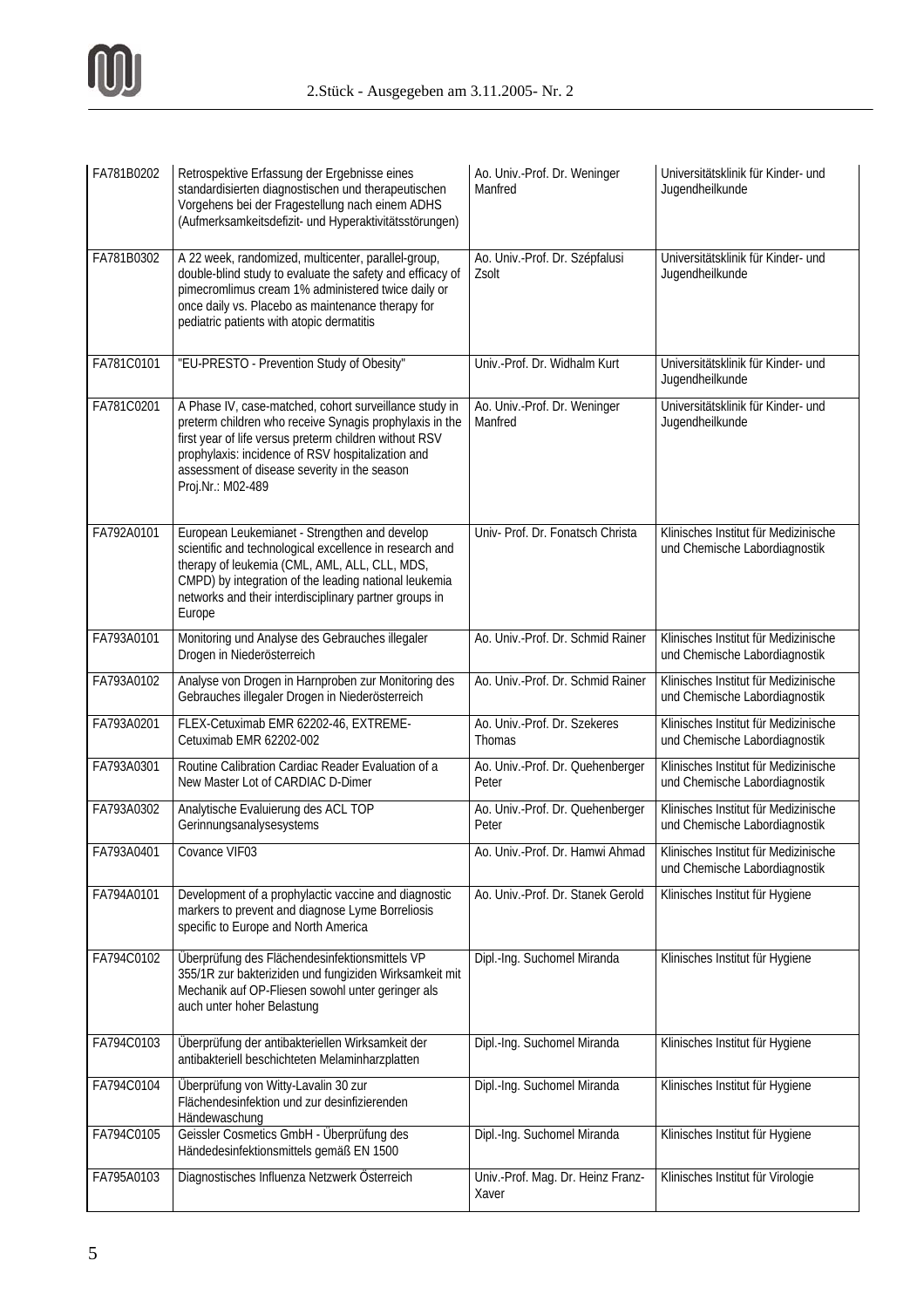| | | | |
|---|---|---|---|
| FA781B0202 | Retrospektive Erfassung der Ergebnisse eines standardisierten diagnostischen und therapeutischen Vorgehens bei der Fragestellung nach einem ADHS (Aufmerksamkeitsdefizit- und Hyperaktivitätsstörungen) | Ao. Univ.-Prof. Dr. Weninger Manfred | Universitätsklinik für Kinder- und Jugendheilkunde |
| FA781B0302 | A 22 week, randomized, multicenter, parallel-group, double-blind study to evaluate the safety and efficacy of pimecromlimus cream 1% administered twice daily or once daily vs. Placebo as maintenance therapy for pediatric patients with atopic dermatitis | Ao. Univ.-Prof. Dr. Szépfalusi Zsolt | Universitätsklinik für Kinder- und Jugendheilkunde |
| FA781C0101 | "EU-PRESTO - Prevention Study of Obesity" | Univ.-Prof. Dr. Widhalm Kurt | Universitätsklinik für Kinder- und Jugendheilkunde |
| FA781C0201 | A Phase IV, case-matched, cohort surveillance study in preterm children who receive Synagis prophylaxis in the first year of life versus preterm children without RSV prophylaxis: incidence of RSV hospitalization and assessment of disease severity in the season Proj.Nr.: M02-489 | Ao. Univ.-Prof. Dr. Weninger Manfred | Universitätsklinik für Kinder- und Jugendheilkunde |
| FA792A0101 | European Leukemianet - Strengthen and develop scientific and technological excellence in research and therapy of leukemia (CML, AML, ALL, CLL, MDS, CMPD) by integration of the leading national leukemia networks and their interdisciplinary partner groups in Europe | Univ- Prof. Dr. Fonatsch Christa | Klinisches Institut für Medizinische und Chemische Labordiagnostik |
| FA793A0101 | Monitoring und Analyse des Gebrauches illegaler Drogen in Niederösterreich | Ao. Univ.-Prof. Dr. Schmid Rainer | Klinisches Institut für Medizinische und Chemische Labordiagnostik |
| FA793A0102 | Analyse von Drogen in Harnproben zur Monitoring des Gebrauches illegaler Drogen in Niederösterreich | Ao. Univ.-Prof. Dr. Schmid Rainer | Klinisches Institut für Medizinische und Chemische Labordiagnostik |
| FA793A0201 | FLEX-Cetuximab EMR 62202-46, EXTREME-Cetuximab EMR 62202-002 | Ao. Univ.-Prof. Dr. Szekeres Thomas | Klinisches Institut für Medizinische und Chemische Labordiagnostik |
| FA793A0301 | Routine Calibration Cardiac Reader Evaluation of a New Master Lot of CARDIAC D-Dimer | Ao. Univ.-Prof. Dr. Quehenberger Peter | Klinisches Institut für Medizinische und Chemische Labordiagnostik |
| FA793A0302 | Analytische Evaluierung des ACL TOP Gerinnungsanalysesystems | Ao. Univ.-Prof. Dr. Quehenberger Peter | Klinisches Institut für Medizinische und Chemische Labordiagnostik |
| FA793A0401 | Covance VIF03 | Ao. Univ.-Prof. Dr. Hamwi Ahmad | Klinisches Institut für Medizinische und Chemische Labordiagnostik |
| FA794A0101 | Development of a prophylactic vaccine and diagnostic markers to prevent and diagnose Lyme Borreliosis specific to Europe and North America | Ao. Univ.-Prof. Dr. Stanek Gerold | Klinisches Institut für Hygiene |
| FA794C0102 | Überprüfung des Flächendesinfektionsmittels VP 355/1R zur bakteriziden und fungiziden Wirksamkeit mit Mechanik auf OP-Fliesen sowohl unter geringer als auch unter hoher Belastung | Dipl.-Ing. Suchomel Miranda | Klinisches Institut für Hygiene |
| FA794C0103 | Überprüfung der antibakteriellen Wirksamkeit der antibakteriell beschichteten Melaminharzplatten | Dipl.-Ing. Suchomel Miranda | Klinisches Institut für Hygiene |
| FA794C0104 | Überprüfung von Witty-Lavalin 30 zur Flächendesinfektion und zur desinfizierenden Händewaschung | Dipl.-Ing. Suchomel Miranda | Klinisches Institut für Hygiene |
| FA794C0105 | Geissler Cosmetics GmbH - Überprüfung des Händedesinfektionsmittels gemäß EN 1500 | Dipl.-Ing. Suchomel Miranda | Klinisches Institut für Hygiene |
| FA795A0103 | Diagnostisches Influenza Netzwerk Österreich | Univ.-Prof. Mag. Dr. Heinz Franz-Xaver | Klinisches Institut für Virologie |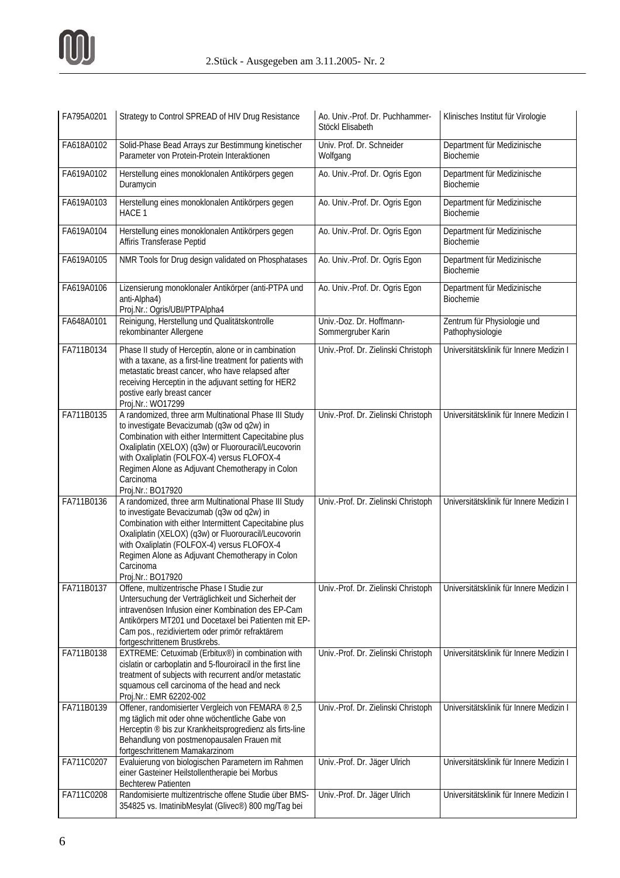| FA795A0201 | Strategy to Control SPREAD of HIV Drug Resistance | Ao. Univ.-Prof. Dr. Puchhammer-Stöckl Elisabeth | Klinisches Institut für Virologie |
|---|---|---|---|
| FA618A0102 | Solid-Phase Bead Arrays zur Bestimmung kinetischer Parameter von Protein-Protein Interaktionen | Univ. Prof. Dr. Schneider Wolfgang | Department für Medizinische Biochemie |
| FA619A0102 | Herstellung eines monoklonalen Antikörpers gegen Duramycin | Ao. Univ.-Prof. Dr. Ogris Egon | Department für Medizinische Biochemie |
| FA619A0103 | Herstellung eines monoklonalen Antikörpers gegen HACE 1 | Ao. Univ.-Prof. Dr. Ogris Egon | Department für Medizinische Biochemie |
| FA619A0104 | Herstellung eines monoklonalen Antikörpers gegen Affiris Transferase Peptid | Ao. Univ.-Prof. Dr. Ogris Egon | Department für Medizinische Biochemie |
| FA619A0105 | NMR Tools for Drug design validated on Phosphatases | Ao. Univ.-Prof. Dr. Ogris Egon | Department für Medizinische Biochemie |
| FA619A0106 | Lizensierung monoklonaler Antikörper (anti-PTPA und anti-Alpha4) Proj.Nr.: Ogris/UBI/PTPAlpha4 | Ao. Univ.-Prof. Dr. Ogris Egon | Department für Medizinische Biochemie |
| FA648A0101 | Reinigung, Herstellung und Qualitätskontrolle rekombinanter Allergene | Univ.-Doz. Dr. Hoffmann-Sommergruber Karin | Zentrum für Physiologie und Pathophysiologie |
| FA711B0134 | Phase II study of Herceptin, alone or in cambination with a taxane, as a first-line treatment for patients with metastatic breast cancer, who have relapsed after receiving Herceptin in the adjuvant setting for HER2 postive early breast cancer Proj.Nr.: WO17299 | Univ.-Prof. Dr. Zielinski Christoph | Universitätsklinik für Innere Medizin I |
| FA711B0135 | A randomized, three arm Multinational Phase III Study to investigate Bevacizumab (q3w od q2w) in Combination with either Intermittent Capecitabine plus Oxaliplatin (XELOX) (q3w) or Fluorouracil/Leucovorin with Oxaliplatin (FOLFOX-4) versus FLOFOX-4 Regimen Alone as Adjuvant Chemotherapy in Colon Carcinoma Proj.Nr.: BO17920 | Univ.-Prof. Dr. Zielinski Christoph | Universitätsklinik für Innere Medizin I |
| FA711B0136 | A randomized, three arm Multinational Phase III Study to investigate Bevacizumab (q3w od q2w) in Combination with either Intermittent Capecitabine plus Oxaliplatin (XELOX) (q3w) or Fluorouracil/Leucovorin with Oxaliplatin (FOLFOX-4) versus FLOFOX-4 Regimen Alone as Adjuvant Chemotherapy in Colon Carcinoma Proj.Nr.: BO17920 | Univ.-Prof. Dr. Zielinski Christoph | Universitätsklinik für Innere Medizin I |
| FA711B0137 | Offene, multizentrische Phase I Studie zur Untersuchung der Verträglichkeit und Sicherheit der intravenösen Infusion einer Kombination des EP-Cam Antikörpers MT201 und Docetaxel bei Patienten mit EP-Cam pos., rezidiviertem oder primör refraktärem fortgeschrittenem Brustkrebs. | Univ.-Prof. Dr. Zielinski Christoph | Universitätsklinik für Innere Medizin I |
| FA711B0138 | EXTREME: Cetuximab (Erbitux®) in combination with cislatin or carboplatin and 5-flouroiracil in the first line treatment of subjects with recurrent and/or metastatic squamous cell carcinoma of the head and neck Proj.Nr.: EMR 62202-002 | Univ.-Prof. Dr. Zielinski Christoph | Universitätsklinik für Innere Medizin I |
| FA711B0139 | Offener, randomisierter Vergleich von FEMARA ® 2,5 mg täglich mit oder ohne wöchentliche Gabe von Herceptin ® bis zur Krankheitsprogredienz als firts-line Behandlung von postmenopausalen Frauen mit fortgeschrittenem Mamakarzinom | Univ.-Prof. Dr. Zielinski Christoph | Universitätsklinik für Innere Medizin I |
| FA711C0207 | Evaluierung von biologischen Parametern im Rahmen einer Gasteiner Heilstollentherapie bei Morbus Bechterew Patienten | Univ.-Prof. Dr. Jäger Ulrich | Universitätsklinik für Innere Medizin I |
| FA711C0208 | Randomisierte multizentrische offene Studie über BMS-354825 vs. ImatinibMesylat (Glivec®) 800 mg/Tag bei | Univ.-Prof. Dr. Jäger Ulrich | Universitätsklinik für Innere Medizin I |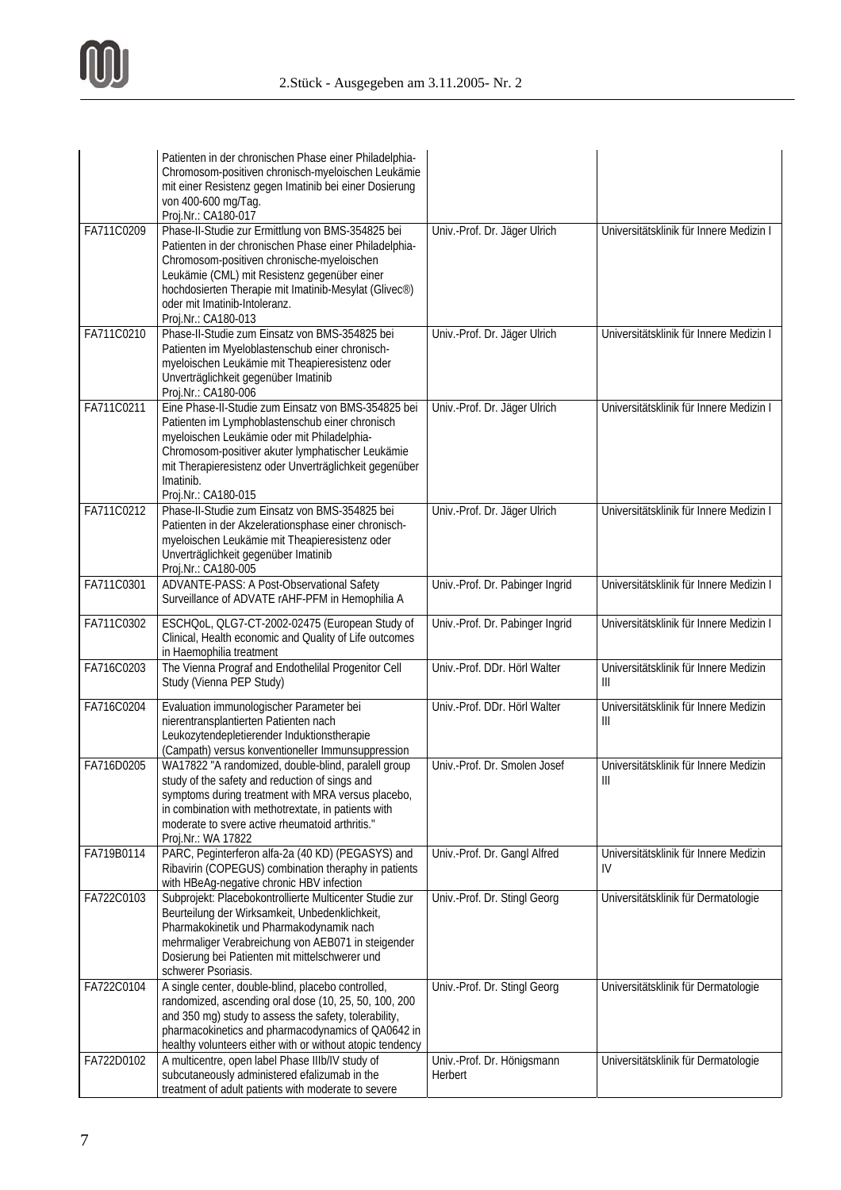| | | | |
|---|---|---|---|
| | Patienten in der chronischen Phase einer Philadelphia-Chromosom-positiven chronisch-myeloischen Leukämie mit einer Resistenz gegen Imatinib bei einer Dosierung von 400-600 mg/Tag. Proj.Nr.: CA180-017 | | |
| FA711C0209 | Phase-II-Studie zur Ermittlung von BMS-354825 bei Patienten in der chronischen Phase einer Philadelphia-Chromosom-positiven chronische-myeloischen Leukämie (CML) mit Resistenz gegenüber einer hochdosierten Therapie mit Imatinib-Mesylat (Glivec®) oder mit Imatinib-Intoleranz. Proj.Nr.: CA180-013 | Univ.-Prof. Dr. Jäger Ulrich | Universitätsklinik für Innere Medizin I |
| FA711C0210 | Phase-II-Studie zum Einsatz von BMS-354825 bei Patienten im Myeloblastenschub einer chronisch-myeloischen Leukämie mit Theapieresistenz oder Unverträglichkeit gegenüber Imatinib Proj.Nr.: CA180-006 | Univ.-Prof. Dr. Jäger Ulrich | Universitätsklinik für Innere Medizin I |
| FA711C0211 | Eine Phase-II-Studie zum Einsatz von BMS-354825 bei Patienten im Lymphoblastenschub einer chronisch myeloischen Leukämie oder mit Philadelphia-Chromosom-positiver akuter lymphatischer Leukämie mit Therapieresistenz oder Unverträglichkeit gegenüber Imatinib. Proj.Nr.: CA180-015 | Univ.-Prof. Dr. Jäger Ulrich | Universitätsklinik für Innere Medizin I |
| FA711C0212 | Phase-II-Studie zum Einsatz von BMS-354825 bei Patienten in der Akzelerationsphase einer chronisch-myeloischen Leukämie mit Theapieresistenz oder Unverträglichkeit gegenüber Imatinib Proj.Nr.: CA180-005 | Univ.-Prof. Dr. Jäger Ulrich | Universitätsklinik für Innere Medizin I |
| FA711C0301 | ADVANTE-PASS: A Post-Observational Safety Surveillance of ADVATE rAHF-PFM in Hemophilia A | Univ.-Prof. Dr. Pabinger Ingrid | Universitätsklinik für Innere Medizin I |
| FA711C0302 | ESCHQoL, QLG7-CT-2002-02475 (European Study of Clinical, Health economic and Quality of Life outcomes in Haemophilia treatment | Univ.-Prof. Dr. Pabinger Ingrid | Universitätsklinik für Innere Medizin I |
| FA716C0203 | The Vienna Prograf and Endothelilal Progenitor Cell Study (Vienna PEP Study) | Univ.-Prof. DDr. Hörl Walter | Universitätsklinik für Innere Medizin III |
| FA716C0204 | Evaluation immunologischer Parameter bei nierentransplantierten Patienten nach Leukozytendepletierender Induktionstherapie (Campath) versus konventioneller Immunsuppression | Univ.-Prof. DDr. Hörl Walter | Universitätsklinik für Innere Medizin III |
| FA716D0205 | WA17822 "A randomized, double-blind, paralell group study of the safety and reduction of sings and symptoms during treatment with MRA versus placebo, in combination with methotrextate, in patients with moderate to svere active rheumatoid arthritis." Proj.Nr.: WA 17822 | Univ.-Prof. Dr. Smolen Josef | Universitätsklinik für Innere Medizin III |
| FA719B0114 | PARC, Peginterferon alfa-2a (40 KD) (PEGASYS) and Ribavirin (COPEGUS) combination theraphy in patients with HBeAg-negative chronic HBV infection | Univ.-Prof. Dr. Gangl Alfred | Universitätsklinik für Innere Medizin IV |
| FA722C0103 | Subprojekt: Placebokontrollierte Multicenter Studie zur Beurteilung der Wirksamkeit, Unbedenklichkeit, Pharmakokinetik und Pharmakodynamik nach mehrmaliger Verabreichung von AEB071 in steigender Dosierung bei Patienten mit mittelschwerer und schwerer Psoriasis. | Univ.-Prof. Dr. Stingl Georg | Universitätsklinik für Dermatologie |
| FA722C0104 | A single center, double-blind, placebo controlled, randomized, ascending oral dose (10, 25, 50, 100, 200 and 350 mg) study to assess the safety, tolerability, pharmacokinetics and pharmacodynamics of QA0642 in healthy volunteers either with or without atopic tendency | Univ.-Prof. Dr. Stingl Georg | Universitätsklinik für Dermatologie |
| FA722D0102 | A multicentre, open label Phase IIIb/IV study of subcutaneously administered efalizumab in the treatment of adult patients with moderate to severe | Univ.-Prof. Dr. Hönigsmann Herbert | Universitätsklinik für Dermatologie |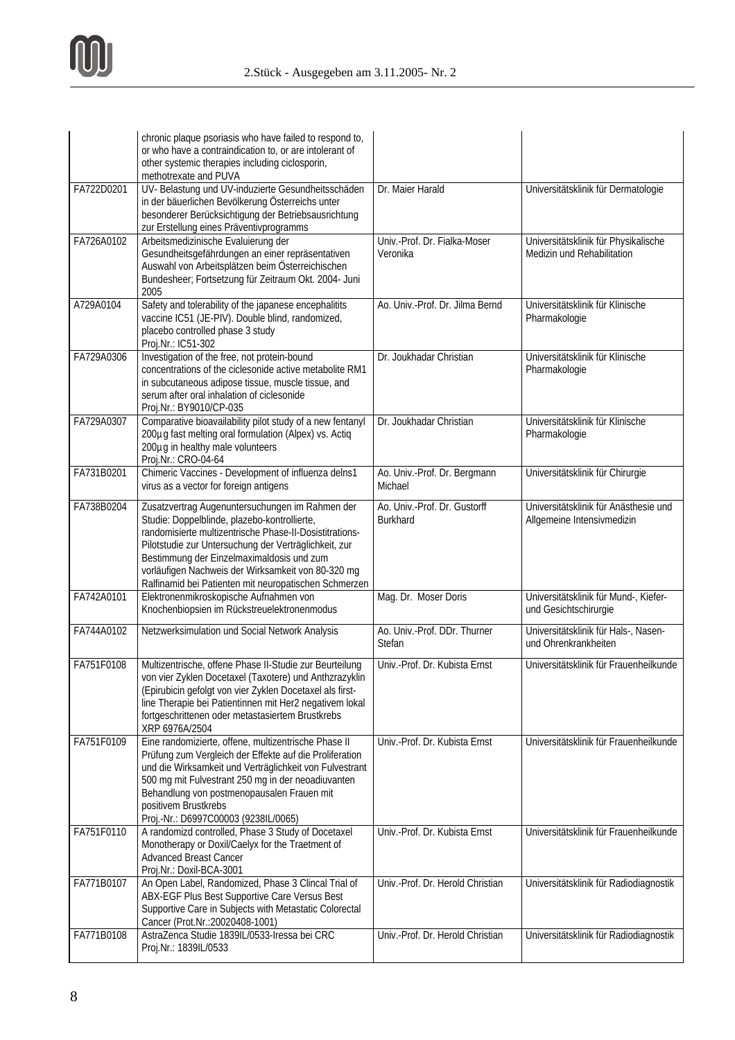| | | | |
|---|---|---|---|
| | chronic plaque psoriasis who have failed to respond to, or who have a contraindication to, or are intolerant of other systemic therapies including ciclosporin, methotrexate and PUVA | | |
| FA722D0201 | UV- Belastung und UV-induzierte Gesundheitsschäden in der bäuerlichen Bevölkerung Österreichs unter besonderer Berücksichtigung der Betriebsausrichtung zur Erstellung eines Präventivprogramms | Dr. Maier Harald | Universitätsklinik für Dermatologie |
| FA726A0102 | Arbeitsmedizinische Evaluierung der Gesundheitsgefährdungen an einer repräsentativen Auswahl von Arbeitsplätzen beim Österreichischen Bundesheer; Fortsetzung für Zeitraum Okt. 2004- Juni 2005 | Univ.-Prof. Dr. Fialka-Moser Veronika | Universitätsklinik für Physikalische Medizin und Rehabilitation |
| A729A0104 | Safety and tolerability of the japanese encephalitis vaccine IC51 (JE-PIV). Double blind, randomized, placebo controlled phase 3 study Proj.Nr.: IC51-302 | Ao. Univ.-Prof. Dr. Jilma Bernd | Universitätsklinik für Klinische Pharmakologie |
| FA729A0306 | Investigation of the free, not protein-bound concentrations of the ciclesonide active metabolite RM1 in subcutaneous adipose tissue, muscle tissue, and serum after oral inhalation of ciclesonide Proj.Nr.: BY9010/CP-035 | Dr. Joukhadar Christian | Universitätsklinik für Klinische Pharmakologie |
| FA729A0307 | Comparative bioavailability pilot study of a new fentanyl 200µg fast melting oral formulation (Alpex) vs. Actiq 200µg in healthy male volunteers Proj.Nr.: CRO-04-64 | Dr. Joukhadar Christian | Universitätsklinik für Klinische Pharmakologie |
| FA731B0201 | Chimeric Vaccines - Development of influenza delns1 virus as a vector for foreign antigens | Ao. Univ.-Prof. Dr. Bergmann Michael | Universitätsklinik für Chirurgie |
| FA738B0204 | Zusatzvertrag Augenuntersuchungen im Rahmen der Studie: Doppelblinde, plazebo-kontrollierte, randomisierte multizentrische Phase-II-Dosistitrations-Pilotstudie zur Untersuchung der Verträglichkeit, zur Bestimmung der Einzelmaximaldosis und zum vorläufigen Nachweis der Wirksamkeit von 80-320 mg Ralfinamid bei Patienten mit neuropatischen Schmerzen | Ao. Univ.-Prof. Dr. Gustorff Burkhard | Universitätsklinik für Anästhesie und Allgemeine Intensivmedizin |
| FA742A0101 | Elektronenmikroskopische Aufnahmen von Knochenbiopsien im Rückstreuelektronenmodus | Mag. Dr. Moser Doris | Universitätsklinik für Mund-, Kiefer- und Gesichtschirurgie |
| FA744A0102 | Netzwerksimulation und Social Network Analysis | Ao. Univ.-Prof. DDr. Thurner Stefan | Universitätsklinik für Hals-, Nasen- und Ohrenkrankheiten |
| FA751F0108 | Multizentrische, offene Phase II-Studie zur Beurteilung von vier Zyklen Docetaxel (Taxotere) und Anthzrazyklin (Epirubicin gefolgt von vier Zyklen Docetaxel als first-line Therapie bei Patientinnen mit Her2 negativem lokal fortgeschrittenen oder metastasiertem Brustkrebs XRP 6976A/2504 | Univ.-Prof. Dr. Kubista Ernst | Universitätsklinik für Frauenheilkunde |
| FA751F0109 | Eine randomizierte, offene, multizentrische Phase II Prüfung zum Vergleich der Effekte auf die Proliferation und die Wirksamkeit und Verträglichkeit von Fulvestrant 500 mg mit Fulvestrant 250 mg in der neoadiuvanten Behandlung von postmenopausalen Frauen mit positivem Brustkrebs Proj.-Nr.: D6997C00003 (9238IL/0065) | Univ.-Prof. Dr. Kubista Ernst | Universitätsklinik für Frauenheilkunde |
| FA751F0110 | A randomizd controlled, Phase 3 Study of Docetaxel Monotherapy or Doxil/Caelyx for the Traetment of Advanced Breast Cancer Proj.Nr.: Doxil-BCA-3001 | Univ.-Prof. Dr. Kubista Ernst | Universitätsklinik für Frauenheilkunde |
| FA771B0107 | An Open Label, Randomized, Phase 3 Clincal Trial of ABX-EGF Plus Best Supportive Care Versus Best Supportive Care in Subjects with Metastatic Colorectal Cancer (Prot.Nr.:20020408-1001) | Univ.-Prof. Dr. Herold Christian | Universitätsklinik für Radiodiagnostik |
| FA771B0108 | AstraZenca Studie 1839IL/0533-Iressa bei CRC Proj.Nr.: 1839IL/0533 | Univ.-Prof. Dr. Herold Christian | Universitätsklinik für Radiodiagnostik |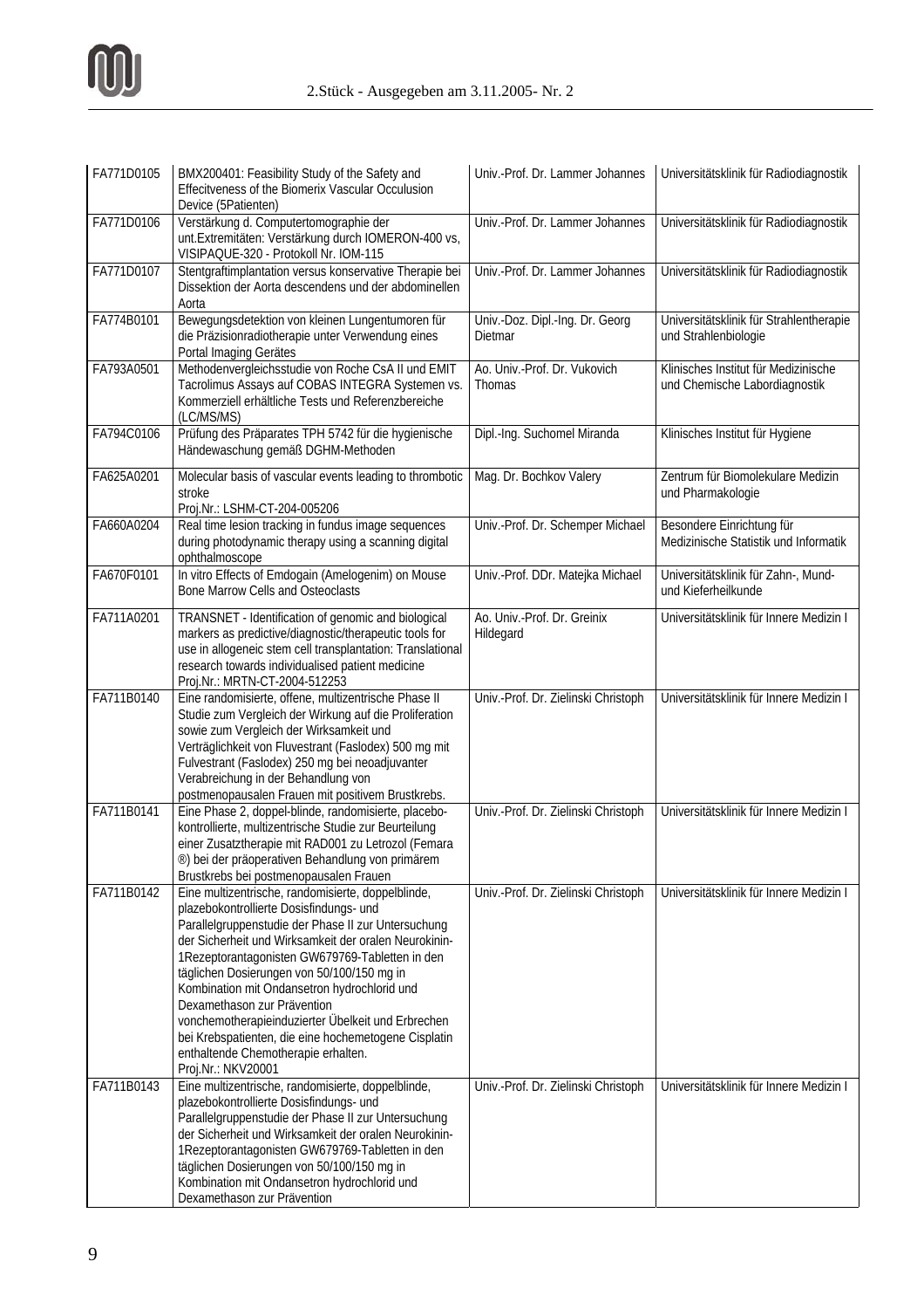| | | | |
|---|---|---|---|
| FA771D0105 | BMX200401: Feasibility Study of the Safety and Effecitveness of the Biomerix Vascular Occulusion Device (5Patienten) | Univ.-Prof. Dr. Lammer Johannes | Universitätsklinik für Radiodiagnostik |
| FA771D0106 | Verstärkung d. Computertomographie der unt.Extremitäten: Verstärkung durch IOMERON-400 vs, VISIPAQUE-320 - Protokoll Nr. IOM-115 | Univ.-Prof. Dr. Lammer Johannes | Universitätsklinik für Radiodiagnostik |
| FA771D0107 | Stentgraftimplantation versus konservative Therapie bei Dissektion der Aorta descendens und der abdominellen Aorta | Univ.-Prof. Dr. Lammer Johannes | Universitätsklinik für Radiodiagnostik |
| FA774B0101 | Bewegungsdetektion von kleinen Lungentumoren für die Präzisionradiotherapie unter Verwendung eines Portal Imaging Gerätes | Univ.-Doz. Dipl.-Ing. Dr. Georg Dietmar | Universitätsklinik für Strahlentherapie und Strahlenbiologie |
| FA793A0501 | Methodenvergleichsstudie von Roche CsA II und EMIT Tacrolimus Assays auf COBAS INTEGRA Systemen vs. Kommerziell erhältliche Tests und Referenzbereiche (LC/MS/MS) | Ao. Univ.-Prof. Dr. Vukovich Thomas | Klinisches Institut für Medizinische und Chemische Labordiagnostik |
| FA794C0106 | Prüfung des Präparates TPH 5742 für die hygienische Händewaschung gemäß DGHM-Methoden | Dipl.-Ing. Suchomel Miranda | Klinisches Institut für Hygiene |
| FA625A0201 | Molecular basis of vascular events leading to thrombotic stroke<br>Proj.Nr.: LSHM-CT-204-005206 | Mag. Dr. Bochkov Valery | Zentrum für Biomolekulare Medizin und Pharmakologie |
| FA660A0204 | Real time lesion tracking in fundus image sequences during photodynamic therapy using a scanning digital ophthalmoscope | Univ.-Prof. Dr. Schemper Michael | Besondere Einrichtung für Medizinische Statistik und Informatik |
| FA670F0101 | In vitro Effects of Emdogain (Amelogenim) on Mouse Bone Marrow Cells and Osteoclasts | Univ.-Prof. DDr. Matejka Michael | Universitätsklinik für Zahn-, Mund- und Kieferheilkunde |
| FA711A0201 | TRANSNET - Identification of genomic and biological markers as predictive/diagnostic/therapeutic tools for use in allogeneic stem cell transplantation: Translational research towards individualised patient medicine<br>Proj.Nr.: MRTN-CT-2004-512253 | Ao. Univ.-Prof. Dr. Greinix Hildegard | Universitätsklinik für Innere Medizin I |
| FA711B0140 | Eine randomisierte, offene, multizentrische Phase II Studie zum Vergleich der Wirkung auf die Proliferation sowie zum Vergleich der Wirksamkeit und Verträglichkeit von Fluvestrant (Faslodex) 500 mg mit Fulvestrant (Faslodex) 250 mg bei neoadjuvanter Verabreichung in der Behandlung von postmenopausalen Frauen mit positivem Brustkrebs. | Univ.-Prof. Dr. Zielinski Christoph | Universitätsklinik für Innere Medizin I |
| FA711B0141 | Eine Phase 2, doppel-blinde, randomisierte, placebo-kontrollierte, multizentrische Studie zur Beurteilung einer Zusatztherapie mit RAD001 zu Letrozol (Femara ®) bei der präoperativen Behandlung von primärem Brustkrebs bei postmenopausalen Frauen | Univ.-Prof. Dr. Zielinski Christoph | Universitätsklinik für Innere Medizin I |
| FA711B0142 | Eine multizentrische, randomisierte, doppelblinde, plazebokontrollierte Dosisfindungs- und Parallelgruppenstudie der Phase II zur Untersuchung der Sicherheit und Wirksamkeit der oralen Neurokinin-1Rezeptorantagonisten GW679769-Tabletten in den täglichen Dosierungen von 50/100/150 mg in Kombination mit Ondansetron hydrochlorid und Dexamethason zur Prävention vonchemotherapieinduzierter Übelkeit und Erbrechen bei Krebspatienten, die eine hochemetogene Cisplatin enthaltende Chemotherapie erhalten.<br>Proj.Nr.: NKV20001 | Univ.-Prof. Dr. Zielinski Christoph | Universitätsklinik für Innere Medizin I |
| FA711B0143 | Eine multizentrische, randomisierte, doppelblinde, plazebokontrollierte Dosisfindungs- und Parallelgruppenstudie der Phase II zur Untersuchung der Sicherheit und Wirksamkeit der oralen Neurokinin-1Rezeptorantagonisten GW679769-Tabletten in den täglichen Dosierungen von 50/100/150 mg in Kombination mit Ondansetron hydrochlorid und Dexamethason zur Prävention | Univ.-Prof. Dr. Zielinski Christoph | Universitätsklinik für Innere Medizin I |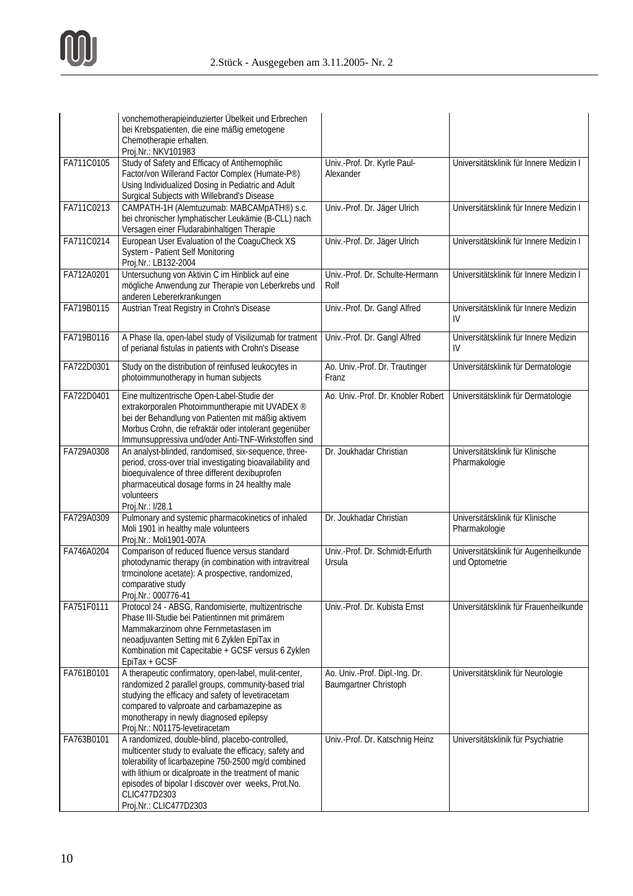| | | | |
|---|---|---|---|
| | vonchemotherapieinduzierter Übelkeit und Erbrechen bei Krebspatienten, die eine mäßig emetogene Chemotherapie erhalten. Proj.Nr.: NKV101983 | | |
| FA711C0105 | Study of Safety and Efficacy of Antihernophilic Factor/von Willerand Factor Complex (Humate-P®) Using Individualized Dosing in Pediatric and Adult Surgical Subjects with Willebrand's Disease | Univ.-Prof. Dr. Kyrle Paul-Alexander | Universitätsklinik für Innere Medizin I |
| FA711C0213 | CAMPATH-1H (Alemtuzumab: MABCAMpATH®) s.c. bei chronischer lymphatischer Leukämie (B-CLL) nach Versagen einer Fludarabinhaltigen Therapie | Univ.-Prof. Dr. Jäger Ulrich | Universitätsklinik für Innere Medizin I |
| FA711C0214 | European User Evaluation of the CoaguCheck XS System - Patient Self Monitoring Proj.Nr.: LB132-2004 | Univ.-Prof. Dr. Jäger Ulrich | Universitätsklinik für Innere Medizin I |
| FA712A0201 | Untersuchung von Aktivin C im Hinblick auf eine mögliche Anwendung zur Therapie von Leberkrebs und anderen Lebererkrankungen | Univ.-Prof. Dr. Schulte-Hermann Rolf | Universitätsklinik für Innere Medizin I |
| FA719B0115 | Austrian Treat Registry in Crohn's Disease | Univ.-Prof. Dr. Gangl Alfred | Universitätsklinik für Innere Medizin IV |
| FA719B0116 | A Phase IIa, open-label study of Visilizumab for tratment of perianal fistulas in patients with Crohn's Disease | Univ.-Prof. Dr. Gangl Alfred | Universitätsklinik für Innere Medizin IV |
| FA722D0301 | Study on the distribution of reinfused leukocytes in photoimmunotherapy in human subjects | Ao. Univ.-Prof. Dr. Trautinger Franz | Universitätsklinik für Dermatologie |
| FA722D0401 | Eine multizentrische Open-Label-Studie der extrakorporalen Photoimmuntherapie mit UVADEX ® bei der Behandlung von Patienten mit mäßig aktivem Morbus Crohn, die refraktär oder intolerant gegenüber Immunsuppressiva und/oder Anti-TNF-Wirkstoffen sind | Ao. Univ.-Prof. Dr. Knobler Robert | Universitätsklinik für Dermatologie |
| FA729A0308 | An analyst-blinded, randomised, six-sequence, three-period, cross-over trial investigating bioavailability and bioequivalence of three different dexibuprofen pharmaceutical dosage forms in 24 healthy male volunteers Proj.Nr.: I/28.1 | Dr. Joukhadar Christian | Universitätsklinik für Klinische Pharmakologie |
| FA729A0309 | Pulmonary and systemic pharmacokinetics of inhaled Moli 1901 in healthy male volunteers Proj.Nr.: Moli1901-007A | Dr. Joukhadar Christian | Universitätsklinik für Klinische Pharmakologie |
| FA746A0204 | Comparison of reduced fluence versus standard photodynamic therapy (in combination with intravitreal trmcinolone acetate): A prospective, randomized, comparative study Proj.Nr.: 000776-41 | Univ.-Prof. Dr. Schmidt-Erfurth Ursula | Universitätsklinik für Augenheilkunde und Optometrie |
| FA751F0111 | Protocol 24 - ABSG, Randomisierte, multizentrische Phase III-Studie bei Patientinnen mit primärem Mammakarzinom ohne Fernmetastasen im neoadjuvanten Setting mit 6 Zyklen EpiTax in Kombination mit Capecitabie + GCSF versus 6 Zyklen EpiTax + GCSF | Univ.-Prof. Dr. Kubista Ernst | Universitätsklinik für Frauenheilkunde |
| FA761B0101 | A therapeutic confirmatory, open-label, mulit-center, randomized 2 parallel groups, community-based trial studying the efficacy and safety of levetiracetam compared to valproate and carbamazepine as monotherapy in newly diagnosed epilepsy Proj.Nr.: N01175-levetiracetam | Ao. Univ.-Prof. Dipl.-Ing. Dr. Baumgartner Christoph | Universitätsklinik für Neurologie |
| FA763B0101 | A randomized, double-blind, placebo-controlled, multicenter study to evaluate the efficacy, safety and tolerability of licarbazepine 750-2500 mg/d combined with lithium or dicalproate in the treatment of manic episodes of bipolar I discover over weeks, Prot.No. CLIC477D2303 Proj.Nr.: CLIC477D2303 | Univ.-Prof. Dr. Katschnig Heinz | Universitätsklinik für Psychiatrie |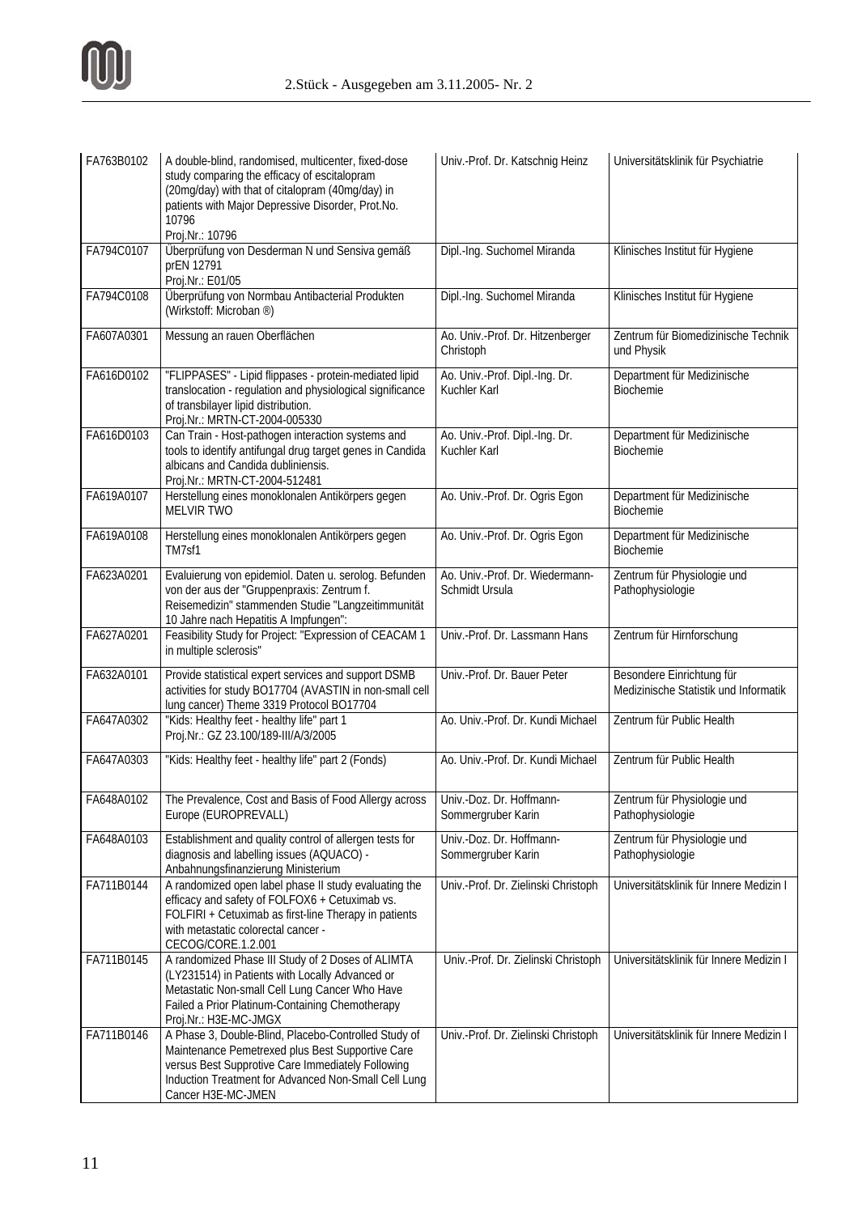| | | | |
|---|---|---|---|
| FA763B0102 | A double-blind, randomised, multicenter, fixed-dose study comparing the efficacy of escitalopram (20mg/day) with that of citalopram (40mg/day) in patients with Major Depressive Disorder, Prot.No. 10796 Proj.Nr.: 10796 | Univ.-Prof. Dr. Katschnig Heinz | Universitätsklinik für Psychiatrie |
| FA794C0107 | Überprüfung von Desderman N und Sensiva gemäß prEN 12791 Proj.Nr.: E01/05 | Dipl.-Ing. Suchomel Miranda | Klinisches Institut für Hygiene |
| FA794C0108 | Überprüfung von Normbau Antibacterial Produkten (Wirkstoff: Microban ®) | Dipl.-Ing. Suchomel Miranda | Klinisches Institut für Hygiene |
| FA607A0301 | Messung an rauen Oberflächen | Ao. Univ.-Prof. Dr. Hitzenberger Christoph | Zentrum für Biomedizinische Technik und Physik |
| FA616D0102 | "FLIPPASES" - Lipid flippases - protein-mediated lipid translocation - regulation and physiological significance of transbilayer lipid distribution. Proj.Nr.: MRTN-CT-2004-005330 | Ao. Univ.-Prof. Dipl.-Ing. Dr. Kuchler Karl | Department für Medizinische Biochemie |
| FA616D0103 | Can Train - Host-pathogen interaction systems and tools to identify antifungal drug target genes in Candida albicans and Candida dubliniensis. Proj.Nr.: MRTN-CT-2004-512481 | Ao. Univ.-Prof. Dipl.-Ing. Dr. Kuchler Karl | Department für Medizinische Biochemie |
| FA619A0107 | Herstellung eines monoklonalen Antikörpers gegen MELVIR TWO | Ao. Univ.-Prof. Dr. Ogris Egon | Department für Medizinische Biochemie |
| FA619A0108 | Herstellung eines monoklonalen Antikörpers gegen TM7sf1 | Ao. Univ.-Prof. Dr. Ogris Egon | Department für Medizinische Biochemie |
| FA623A0201 | Evaluierung von epidemiol. Daten u. serolog. Befunden von der aus der "Gruppenpraxis: Zentrum f. Reisemedizin" stammenden Studie "Langzeitimmunität 10 Jahre nach Hepatitis A Impfungen": | Ao. Univ.-Prof. Dr. Wiedermann-Schmidt Ursula | Zentrum für Physiologie und Pathophysiologie |
| FA627A0201 | Feasibility Study for Project: "Expression of CEACAM 1 in multiple sclerosis" | Univ.-Prof. Dr. Lassmann Hans | Zentrum für Hirnforschung |
| FA632A0101 | Provide statistical expert services and support DSMB activities for study BO17704 (AVASTIN in non-small cell lung cancer) Theme 3319 Protocol BO17704 | Univ.-Prof. Dr. Bauer Peter | Besondere Einrichtung für Medizinische Statistik und Informatik |
| FA647A0302 | "Kids: Healthy feet - healthy life" part 1 Proj.Nr.: GZ 23.100/189-III/A/3/2005 | Ao. Univ.-Prof. Dr. Kundi Michael | Zentrum für Public Health |
| FA647A0303 | "Kids: Healthy feet - healthy life" part 2 (Fonds) | Ao. Univ.-Prof. Dr. Kundi Michael | Zentrum für Public Health |
| FA648A0102 | The Prevalence, Cost and Basis of Food Allergy across Europe (EUROPREVALL) | Univ.-Doz. Dr. Hoffmann-Sommergruber Karin | Zentrum für Physiologie und Pathophysiologie |
| FA648A0103 | Establishment and quality control of allergen tests for diagnosis and labelling issues (AQUACO) - Anbahnungsfinanzierung Ministerium | Univ.-Doz. Dr. Hoffmann-Sommergruber Karin | Zentrum für Physiologie und Pathophysiologie |
| FA711B0144 | A randomized open label phase II study evaluating the efficacy and safety of FOLFOX6 + Cetuximab vs. FOLFIRI + Cetuximab as first-line Therapy in patients with metastatic colorectal cancer - CECOG/CORE.1.2.001 | Univ.-Prof. Dr. Zielinski Christoph | Universitätsklinik für Innere Medizin I |
| FA711B0145 | A randomized Phase III Study of 2 Doses of ALIMTA (LY231514) in Patients with Locally Advanced or Metastatic Non-small Cell Lung Cancer Who Have Failed a Prior Platinum-Containing Chemotherapy Proj.Nr.: H3E-MC-JMGX | Univ.-Prof. Dr. Zielinski Christoph | Universitätsklinik für Innere Medizin I |
| FA711B0146 | A Phase 3, Double-Blind, Placebo-Controlled Study of Maintenance Pemetrexed plus Best Supportive Care versus Best Supprotive Care Immediately Following Induction Treatment for Advanced Non-Small Cell Lung Cancer H3E-MC-JMEN | Univ.-Prof. Dr. Zielinski Christoph | Universitätsklinik für Innere Medizin I |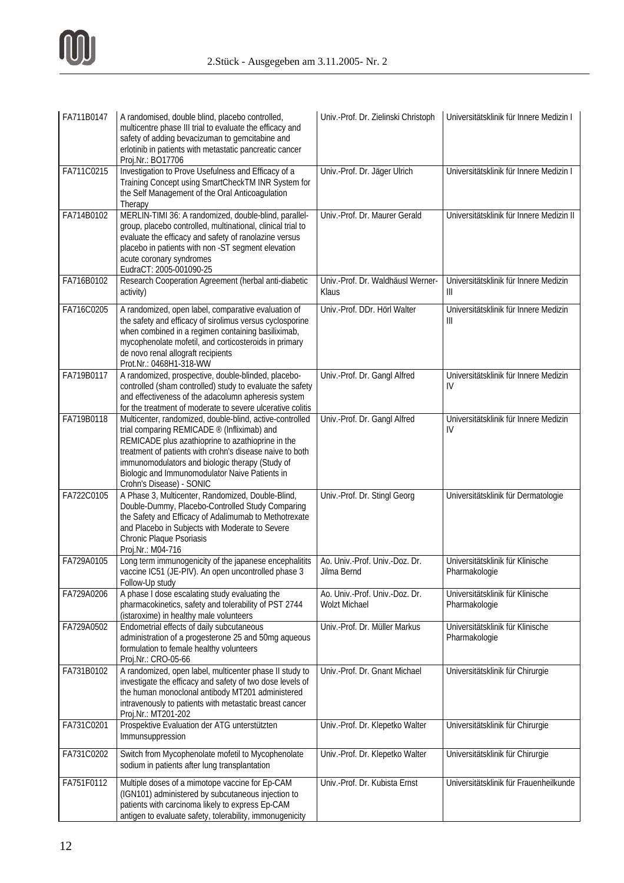| | | | |
|---|---|---|---|
| FA711B0147 | A randomised, double blind, placebo controlled, multicentre phase III trial to evaluate the efficacy and safety of adding bevacizuman to gemcitabine and erlotinib in patients with metastatic pancreatic cancer Proj.Nr.: BO17706 | Univ.-Prof. Dr. Zielinski Christoph | Universitätsklinik für Innere Medizin I |
| FA711C0215 | Investigation to Prove Usefulness and Efficacy of a Training Concept using SmartCheckTM INR System for the Self Management of the Oral Anticoagulation Therapy | Univ.-Prof. Dr. Jäger Ulrich | Universitätsklinik für Innere Medizin I |
| FA714B0102 | MERLIN-TIMI 36: A randomized, double-blind, parallel-group, placebo controlled, multinational, clinical trial to evaluate the efficacy and safety of ranolazine versus placebo in patients with non -ST segment elevation acute coronary syndromes EudraCT: 2005-001090-25 | Univ.-Prof. Dr. Maurer Gerald | Universitätsklinik für Innere Medizin II |
| FA716B0102 | Research Cooperation Agreement (herbal anti-diabetic activity) | Univ.-Prof. Dr. Waldhäusl Werner-Klaus | Universitätsklinik für Innere Medizin III |
| FA716C0205 | A randomized, open label, comparative evaluation of the safety and efficacy of sirolimus versus cyclosporine when combined in a regimen containing basiliximab, mycophenolate mofetil, and corticosteroids in primary de novo renal allograft recipients Prot.Nr.: 0468H1-318-WW | Univ.-Prof. DDr. Hörl Walter | Universitätsklinik für Innere Medizin III |
| FA719B0117 | A randomized, prospective, double-blinded, placebo-controlled (sham controlled) study to evaluate the safety and effectiveness of the adacolumn apheresis system for the treatment of moderate to severe ulcerative colitis | Univ.-Prof. Dr. Gangl Alfred | Universitätsklinik für Innere Medizin IV |
| FA719B0118 | Multicenter, randomized, double-blind, active-controlled trial comparing REMICADE ® (Infliximab) and REMICADE plus azathioprine to azathioprine in the treatment of patients with crohn's disease naive to both immunomodulators and biologic therapy (Study of Biologic and Immunomodulator Naive Patients in Crohn's Disease) - SONIC | Univ.-Prof. Dr. Gangl Alfred | Universitätsklinik für Innere Medizin IV |
| FA722C0105 | A Phase 3, Multicenter, Randomized, Double-Blind, Double-Dummy, Placebo-Controlled Study Comparing the Safety and Efficacy of Adalimumab to Methotrexate and Placebo in Subjects with Moderate to Severe Chronic Plaque Psoriasis Proj.Nr.: M04-716 | Univ.-Prof. Dr. Stingl Georg | Universitätsklinik für Dermatologie |
| FA729A0105 | Long term immunogenicity of the japanese encephalitits vaccine IC51 (JE-PIV). An open uncontrolled phase 3 Follow-Up study | Ao. Univ.-Prof. Univ.-Doz. Dr. Jilma Bernd | Universitätsklinik für Klinische Pharmakologie |
| FA729A0206 | A phase I dose escalating study evaluating the pharmacokinetics, safety and tolerability of PST 2744 (istaroxime) in healthy male volunteers | Ao. Univ.-Prof. Univ.-Doz. Dr. Wolzt Michael | Universitätsklinik für Klinische Pharmakologie |
| FA729A0502 | Endometrial effects of daily subcutaneous administration of a progesterone 25 and 50mg aqueous formulation to female healthy volunteers Proj.Nr.: CRO-05-66 | Univ.-Prof. Dr. Müller Markus | Universitätsklinik für Klinische Pharmakologie |
| FA731B0102 | A randomized, open label, multicenter phase II study to investigate the efficacy and safety of two dose levels of the human monoclonal antibody MT201 administered intravenously to patients with metastatic breast cancer Proj.Nr.: MT201-202 | Univ.-Prof. Dr. Gnant Michael | Universitätsklinik für Chirurgie |
| FA731C0201 | Prospektive Evaluation der ATG unterstützten Immunsuppression | Univ.-Prof. Dr. Klepetko Walter | Universitätsklinik für Chirurgie |
| FA731C0202 | Switch from Mycophenolate mofetil to Mycophenolate sodium in patients after lung transplantation | Univ.-Prof. Dr. Klepetko Walter | Universitätsklinik für Chirurgie |
| FA751F0112 | Multiple doses of a mimotope vaccine for Ep-CAM (IGN101) administered by subcutaneous injection to patients with carcinoma likely to express Ep-CAM antigen to evaluate safety, tolerability, immonugenicity | Univ.-Prof. Dr. Kubista Ernst | Universitätsklinik für Frauenheilkunde |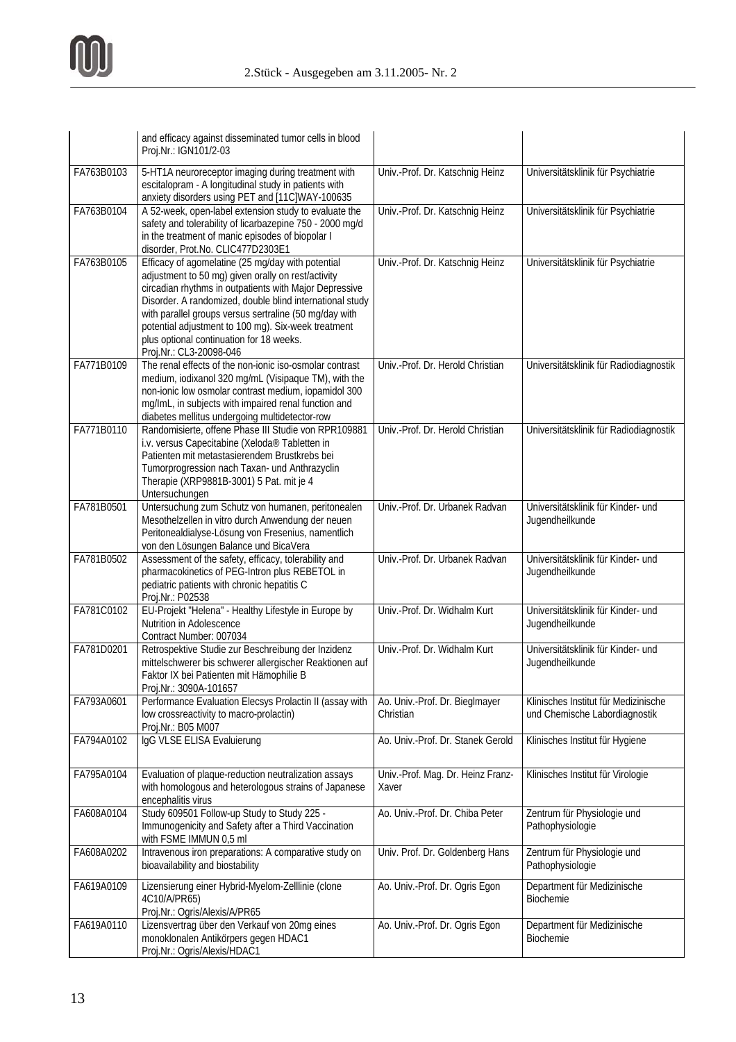| | | | |
|---|---|---|---|
| | and efficacy against disseminated tumor cells in blood Proj.Nr.: IGN101/2-03 | | |
| FA763B0103 | 5-HT1A neuroreceptor imaging during treatment with escitalopram - A longitudinal study in patients with anxiety disorders using PET and [11C]WAY-100635 | Univ.-Prof. Dr. Katschnig Heinz | Universitätsklinik für Psychiatrie |
| FA763B0104 | A 52-week, open-label extension study to evaluate the safety and tolerability of licarbazepine 750 - 2000 mg/d in the treatment of manic episodes of biopolar I disorder, Prot.No. CLIC477D2303E1 | Univ.-Prof. Dr. Katschnig Heinz | Universitätsklinik für Psychiatrie |
| FA763B0105 | Efficacy of agomelatine (25 mg/day with potential adjustment to 50 mg) given orally on rest/activity circadian rhythms in outpatients with Major Depressive Disorder. A randomized, double blind international study with parallel groups versus sertraline (50 mg/day with potential adjustment to 100 mg). Six-week treatment plus optional continuation for 18 weeks. Proj.Nr.: CL3-20098-046 | Univ.-Prof. Dr. Katschnig Heinz | Universitätsklinik für Psychiatrie |
| FA771B0109 | The renal effects of the non-ionic iso-osmolar contrast medium, iodixanol 320 mg/mL (Visipaque TM), with the non-ionic low osmolar contrast medium, iopamidol 300 mg/lmL, in subjects with impaired renal function and diabetes mellitus undergoing multidetector-row | Univ.-Prof. Dr. Herold Christian | Universitätsklinik für Radiodiagnostik |
| FA771B0110 | Randomisierte, offene Phase III Studie von RPR109881 i.v. versus Capecitabine (Xeloda® Tabletten in Patienten mit metastasierendem Brustkrebs bei Tumorprogression nach Taxan- und Anthrazyclin Therapie (XRP9881B-3001) 5 Pat. mit je 4 Untersuchungen | Univ.-Prof. Dr. Herold Christian | Universitätsklinik für Radiodiagnostik |
| FA781B0501 | Untersuchung zum Schutz von humanen, peritonealen Mesothelzellen in vitro durch Anwendung der neuen Peritonealdialyse-Lösung von Fresenius, namentlich von den Lösungen Balance und BicaVera | Univ.-Prof. Dr. Urbanek Radvan | Universitätsklinik für Kinder- und Jugendheilkunde |
| FA781B0502 | Assessment of the safety, efficacy, tolerability and pharmacokinetics of PEG-Intron plus REBETOL in pediatric patients with chronic hepatitis C Proj.Nr.: P02538 | Univ.-Prof. Dr. Urbanek Radvan | Universitätsklinik für Kinder- und Jugendheilkunde |
| FA781C0102 | EU-Projekt "Helena" - Healthy Lifestyle in Europe by Nutrition in Adolescence Contract Number: 007034 | Univ.-Prof. Dr. Widhalm Kurt | Universitätsklinik für Kinder- und Jugendheilkunde |
| FA781D0201 | Retrospektive Studie zur Beschreibung der Inzidenz mittelschwerer bis schwerer allergischer Reaktionen auf Faktor IX bei Patienten mit Hämophilie B Proj.Nr.: 3090A-101657 | Univ.-Prof. Dr. Widhalm Kurt | Universitätsklinik für Kinder- und Jugendheilkunde |
| FA793A0601 | Performance Evaluation Elecsys Prolactin II (assay with low crossreactivity to macro-prolactin) Proj.Nr.: B05 M007 | Ao. Univ.-Prof. Dr. Bieglmayer Christian | Klinisches Institut für Medizinische und Chemische Labordiagnostik |
| FA794A0102 | IgG VLSE ELISA Evaluierung | Ao. Univ.-Prof. Dr. Stanek Gerold | Klinisches Institut für Hygiene |
| FA795A0104 | Evaluation of plaque-reduction neutralization assays with homologous and heterologous strains of Japanese encephalitis virus | Univ.-Prof. Mag. Dr. Heinz Franz-Xaver | Klinisches Institut für Virologie |
| FA608A0104 | Study 609501 Follow-up Study to Study 225 - Immunogenicity and Safety after a Third Vaccination with FSME IMMUN 0,5 ml | Ao. Univ.-Prof. Dr. Chiba Peter | Zentrum für Physiologie und Pathophysiologie |
| FA608A0202 | Intravenous iron preparations: A comparative study on bioavailability and biostability | Univ. Prof. Dr. Goldenberg Hans | Zentrum für Physiologie und Pathophysiologie |
| FA619A0109 | Lizensierung einer Hybrid-Myelom-Zelllinie (clone 4C10/A/PR65) Proj.Nr.: Ogris/Alexis/A/PR65 | Ao. Univ.-Prof. Dr. Ogris Egon | Department für Medizinische Biochemie |
| FA619A0110 | Lizensvertrag über den Verkauf von 20mg eines monoklonalen Antikörpers gegen HDAC1 Proj.Nr.: Ogris/Alexis/HDAC1 | Ao. Univ.-Prof. Dr. Ogris Egon | Department für Medizinische Biochemie |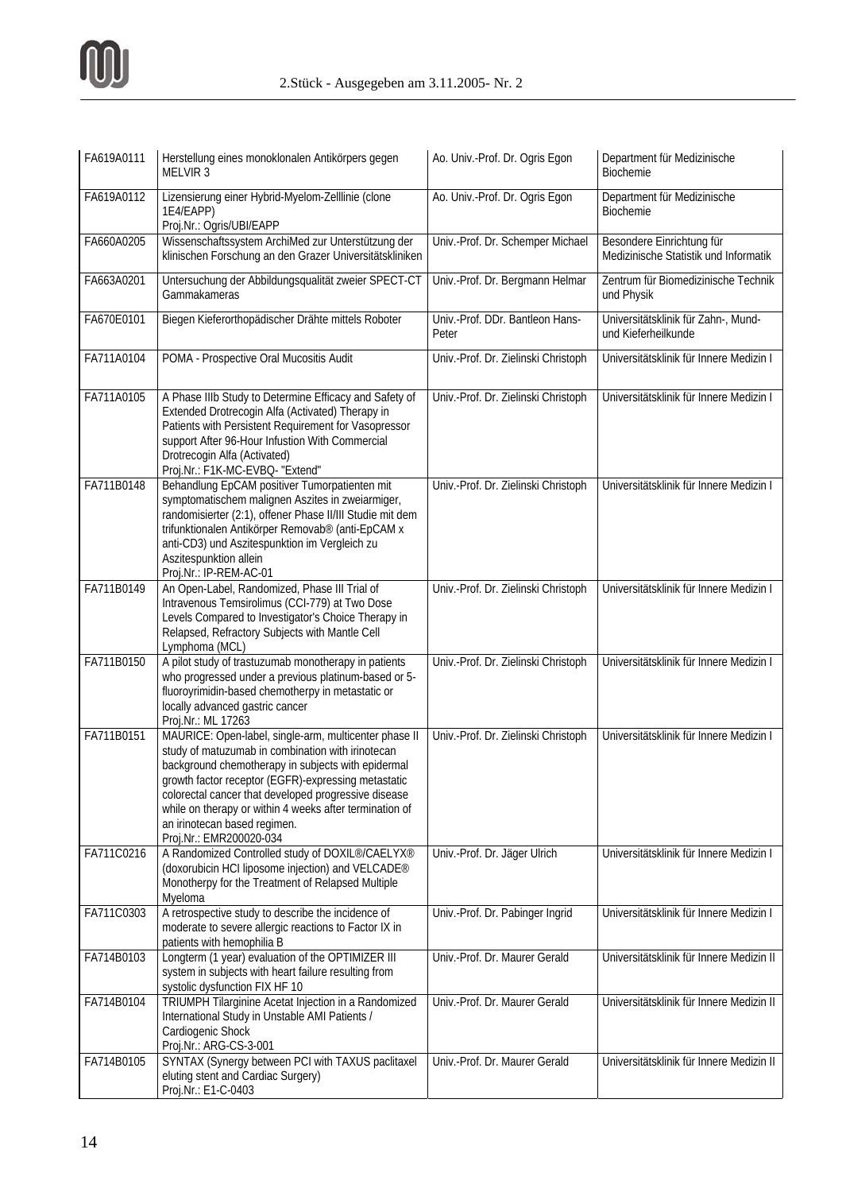| FA619A0111 | Herstellung eines monoklonalen Antikörpers gegen MELVIR 3 | Ao. Univ.-Prof. Dr. Ogris Egon | Department für Medizinische Biochemie |
|---|---|---|---|
| FA619A0112 | Lizensierung einer Hybrid-Myelom-Zelllinie (clone 1E4/EAPP) Proj.Nr.: Ogris/UBI/EAPP | Ao. Univ.-Prof. Dr. Ogris Egon | Department für Medizinische Biochemie |
| FA660A0205 | Wissenschaftssystem ArchiMed zur Unterstützung der klinischen Forschung an den Grazer Universitätskliniken | Univ.-Prof. Dr. Schemper Michael | Besondere Einrichtung für Medizinische Statistik und Informatik |
| FA663A0201 | Untersuchung der Abbildungsqualität zweier SPECT-CT Gammakameras | Univ.-Prof. Dr. Bergmann Helmar | Zentrum für Biomedizinische Technik und Physik |
| FA670E0101 | Biegen Kieferorthopädischer Drähte mittels Roboter | Univ.-Prof. DDr. Bantleon Hans-Peter | Universitätsklinik für Zahn-, Mund- und Kieferheilkunde |
| FA711A0104 | POMA - Prospective Oral Mucositis Audit | Univ.-Prof. Dr. Zielinski Christoph | Universitätsklinik für Innere Medizin I |
| FA711A0105 | A Phase IIIb Study to Determine Efficacy and Safety of Extended Drotrecogin Alfa (Activated) Therapy in Patients with Persistent Requirement for Vasopressor support After 96-Hour Infustion With Commercial Drotrecogin Alfa (Activated) Proj.Nr.: F1K-MC-EVBQ- "Extend" | Univ.-Prof. Dr. Zielinski Christoph | Universitätsklinik für Innere Medizin I |
| FA711B0148 | Behandlung EpCAM positiver Tumorpatienten mit symptomatischem malignen Aszites in zweiarmiger, randomisierter (2:1), offener Phase II/III Studie mit dem trifunktionalen Antikörper Removab® (anti-EpCAM x anti-CD3) und Aszitespunktion im Vergleich zu Aszitespunktion allein Proj.Nr.: IP-REM-AC-01 | Univ.-Prof. Dr. Zielinski Christoph | Universitätsklinik für Innere Medizin I |
| FA711B0149 | An Open-Label, Randomized, Phase III Trial of Intravenous Temsirolimus (CCI-779) at Two Dose Levels Compared to Investigator's Choice Therapy in Relapsed, Refractory Subjects with Mantle Cell Lymphoma (MCL) | Univ.-Prof. Dr. Zielinski Christoph | Universitätsklinik für Innere Medizin I |
| FA711B0150 | A pilot study of trastuzumab monotherapy in patients who progressed under a previous platinum-based or 5-fluoroyrimidin-based chemotherpy in metastatic or locally advanced gastric cancer Proj.Nr.: ML 17263 | Univ.-Prof. Dr. Zielinski Christoph | Universitätsklinik für Innere Medizin I |
| FA711B0151 | MAURICE: Open-label, single-arm, multicenter phase II study of matuzumab in combination with irinotecan background chemotherapy in subjects with epidermal growth factor receptor (EGFR)-expressing metastatic colorectal cancer that developed progressive disease while on therapy or within 4 weeks after termination of an irinotecan based regimen. Proj.Nr.: EMR200020-034 | Univ.-Prof. Dr. Zielinski Christoph | Universitätsklinik für Innere Medizin I |
| FA711C0216 | A Randomized Controlled study of DOXIL®/CAELYX® (doxorubicin HCl liposome injection) and VELCADE® Monotherpy for the Treatment of Relapsed Multiple Myeloma | Univ.-Prof. Dr. Jäger Ulrich | Universitätsklinik für Innere Medizin I |
| FA711C0303 | A retrospective study to describe the incidence of moderate to severe allergic reactions to Factor IX in patients with hemophilia B | Univ.-Prof. Dr. Pabinger Ingrid | Universitätsklinik für Innere Medizin I |
| FA714B0103 | Longterm (1 year) evaluation of the OPTIMIZER III system in subjects with heart failure resulting from systolic dysfunction FIX HF 10 | Univ.-Prof. Dr. Maurer Gerald | Universitätsklinik für Innere Medizin II |
| FA714B0104 | TRIUMPH Tilarginine Acetat Injection in a Randomized International Study in Unstable AMI Patients / Cardiogenic Shock Proj.Nr.: ARG-CS-3-001 | Univ.-Prof. Dr. Maurer Gerald | Universitätsklinik für Innere Medizin II |
| FA714B0105 | SYNTAX (Synergy between PCI with TAXUS paclitaxel eluting stent and Cardiac Surgery) Proj.Nr.: E1-C-0403 | Univ.-Prof. Dr. Maurer Gerald | Universitätsklinik für Innere Medizin II |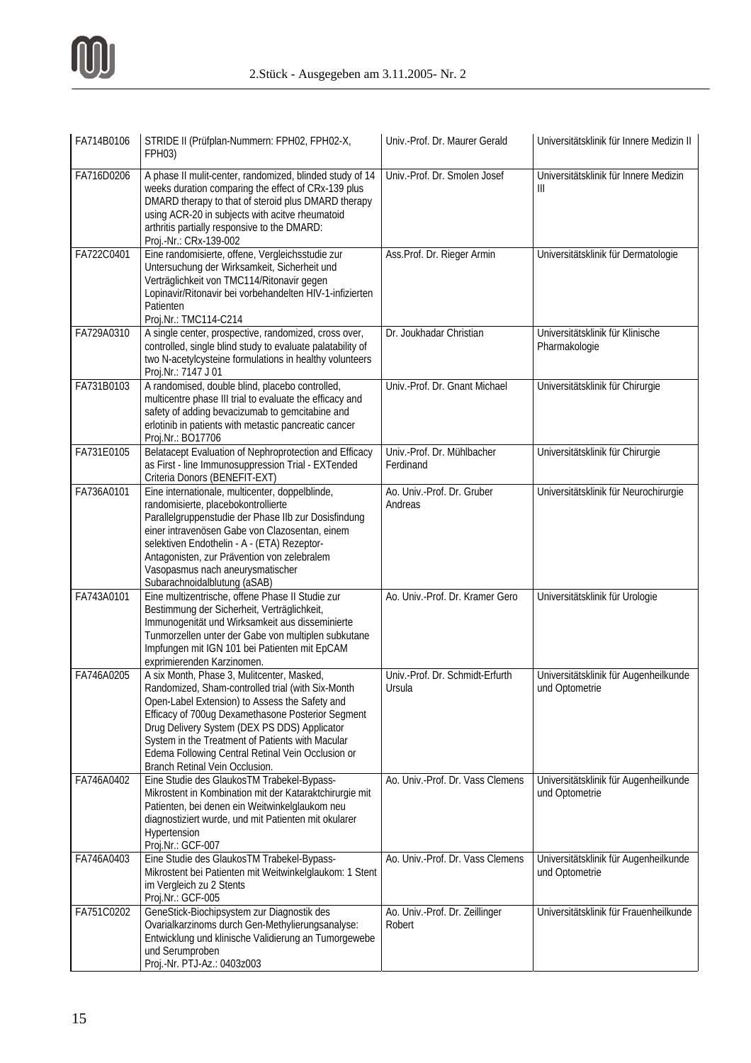| FA714B0106 | STRIDE II (Prüfplan-Nummern: FPH02, FPH02-X, FPH03) | Univ.-Prof. Dr. Maurer Gerald | Universitätsklinik für Innere Medizin II |
|---|---|---|---|
| FA716D0206 | A phase II mulit-center, randomized, blinded study of 14 weeks duration comparing the effect of CRx-139 plus DMARD therapy to that of steroid plus DMARD therapy using ACR-20 in subjects with acitve rheumatoid arthritis partially responsive to the DMARD: Proj.-Nr.: CRx-139-002 | Univ.-Prof. Dr. Smolen Josef | Universitätsklinik für Innere Medizin III |
| FA722C0401 | Eine randomisierte, offene, Vergleichsstudie zur Untersuchung der Wirksamkeit, Sicherheit und Verträglichkeit von TMC114/Ritonavir gegen Lopinavir/Ritonavir bei vorbehandelten HIV-1-infizierten Patienten Proj.Nr.: TMC114-C214 | Ass.Prof. Dr. Rieger Armin | Universitätsklinik für Dermatologie |
| FA729A0310 | A single center, prospective, randomized, cross over, controlled, single blind study to evaluate palatability of two N-acetylcysteine formulations in healthy volunteers Proj.Nr.: 7147 J 01 | Dr. Joukhadar Christian | Universitätsklinik für Klinische Pharmakologie |
| FA731B0103 | A randomised, double blind, placebo controlled, multicentre phase III trial to evaluate the efficacy and safety of adding bevacizumab to gemcitabine and erlotinib in patients with metastic pancreatic cancer Proj.Nr.: BO17706 | Univ.-Prof. Dr. Gnant Michael | Universitätsklinik für Chirurgie |
| FA731E0105 | Belatacept Evaluation of Nephroprotection and Efficacy as First - line Immunosuppression Trial - EXTended Criteria Donors (BENEFIT-EXT) | Univ.-Prof. Dr. Mühlbacher Ferdinand | Universitätsklinik für Chirurgie |
| FA736A0101 | Eine internationale, multicenter, doppelblinde, randomisierte, placebokontrollierte Parallelgruppenstudie der Phase IIb zur Dosisfindung einer intravenösen Gabe von Clazosentan, einem selektiven Endothelin - A - (ETA) Rezeptor-Antagonisten, zur Prävention von zelebralem Vasopasmus nach aneurysmatischer Subarachnoidalblutung (aSAB) | Ao. Univ.-Prof. Dr. Gruber Andreas | Universitätsklinik für Neurochirurgie |
| FA743A0101 | Eine multizentrische, offene Phase II Studie zur Bestimmung der Sicherheit, Verträglichkeit, Immunogenität und Wirksamkeit aus disseminierte Tunmorzellen unter der Gabe von multiplen subkutane Impfungen mit IGN 101 bei Patienten mit EpCAM exprimierenden Karzinomen. | Ao. Univ.-Prof. Dr. Kramer Gero | Universitätsklinik für Urologie |
| FA746A0205 | A six Month, Phase 3, Mulitcenter, Masked, Randomized, Sham-controlled trial (with Six-Month Open-Label Extension) to Assess the Safety and Efficacy of 700ug Dexamethasone Posterior Segment Drug Delivery System (DEX PS DDS) Applicator System in the Treatment of Patients with Macular Edema Following Central Retinal Vein Occlusion or Branch Retinal Vein Occlusion. | Univ.-Prof. Dr. Schmidt-Erfurth Ursula | Universitätsklinik für Augenheilkunde und Optometrie |
| FA746A0402 | Eine Studie des GlaukosTM Trabekel-Bypass-Mikrostent in Kombination mit der Kataraktchirurgie mit Patienten, bei denen ein Weitwinkelglaukom neu diagnostiziert wurde, und mit Patienten mit okularer Hypertension Proj.Nr.: GCF-007 | Ao. Univ.-Prof. Dr. Vass Clemens | Universitätsklinik für Augenheilkunde und Optometrie |
| FA746A0403 | Eine Studie des GlaukosTM Trabekel-Bypass-Mikrostent bei Patienten mit Weitwinkelglaukom: 1 Stent im Vergleich zu 2 Stents Proj.Nr.: GCF-005 | Ao. Univ.-Prof. Dr. Vass Clemens | Universitätsklinik für Augenheilkunde und Optometrie |
| FA751C0202 | GeneStick-Biochipsystem zur Diagnostik des Ovarialkarzinoms durch Gen-Methylierungsanalyse: Entwicklung und klinische Validierung an Tumorgewebe und Serumproben Proj.-Nr. PTJ-Az.: 0403z003 | Ao. Univ.-Prof. Dr. Zeillinger Robert | Universitätsklinik für Frauenheilkunde |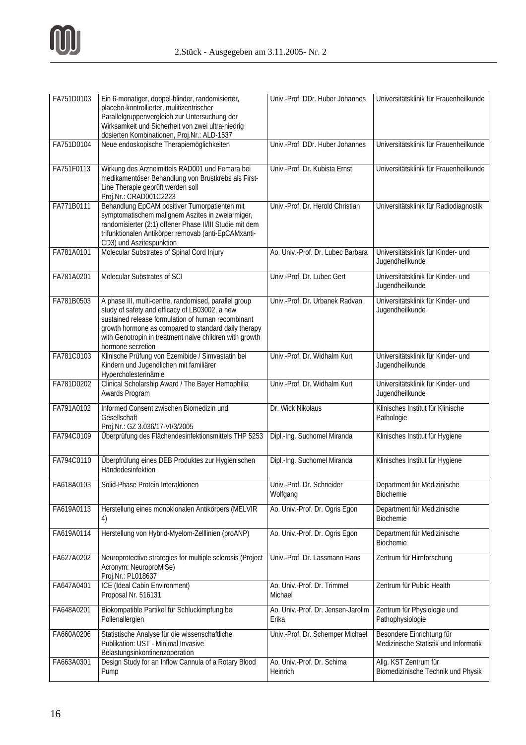| | | | |
|---|---|---|---|
| FA751D0103 | Ein 6-monatiger, doppel-blinder, randomisierter, placebo-kontrollierter, mulitizentrischer Parallelgruppenvergleich zur Untersuchung der Wirksamkeit und Sicherheit von zwei ultra-niedrig dosierten Kombinationen, Proj.Nr.: ALD-1537 | Univ.-Prof. DDr. Huber Johannes | Universitätsklinik für Frauenheilkunde |
| FA751D0104 | Neue endoskopische Therapiemöglichkeiten | Univ.-Prof. DDr. Huber Johannes | Universitätsklinik für Frauenheilkunde |
| FA751F0113 | Wirkung des Arzneimittels RAD001 und Femara bei medikamentöser Behandlung von Brustkrebs als First-Line Therapie geprüft werden soll Proj.Nr.: CRAD001C2223 | Univ.-Prof. Dr. Kubista Ernst | Universitätsklinik für Frauenheilkunde |
| FA771B0111 | Behandlung EpCAM positiver Tumorpatienten mit symptomatischem malignem Aszites in zweiarmiger, randomisierter (2:1) offener Phase II/III Studie mit dem trifunktionalen Antikörper removab (anti-EpCAMxanti-CD3) und Aszitespunktion | Univ.-Prof. Dr. Herold Christian | Universitätsklinik für Radiodiagnostik |
| FA781A0101 | Molecular Substrates of Spinal Cord Injury | Ao. Univ.-Prof. Dr. Lubec Barbara | Universitätsklinik für Kinder- und Jugendheilkunde |
| FA781A0201 | Molecular Substrates of SCI | Univ.-Prof. Dr. Lubec Gert | Universitätsklinik für Kinder- und Jugendheilkunde |
| FA781B0503 | A phase III, multi-centre, randomised, parallel group study of safety and efficacy of LB03002, a new sustained release formulation of human recombinant growth hormone as compared to standard daily therapy with Genotropin in treatment naive children with growth hormone secretion | Univ.-Prof. Dr. Urbanek Radvan | Universitätsklinik für Kinder- und Jugendheilkunde |
| FA781C0103 | Klinische Prüfung von Ezemibide / Simvastatin bei Kindern und Jugendlichen mit familiärer Hypercholesterinämie | Univ.-Prof. Dr. Widhalm Kurt | Universitätsklinik für Kinder- und Jugendheilkunde |
| FA781D0202 | Clinical Scholarship Award / The Bayer Hemophilia Awards Program | Univ.-Prof. Dr. Widhalm Kurt | Universitätsklinik für Kinder- und Jugendheilkunde |
| FA791A0102 | Informed Consent zwischen Biomedizin und Gesellschaft Proj.Nr.: GZ 3.036/17-VI/3/2005 | Dr. Wick Nikolaus | Klinisches Institut für Klinische Pathologie |
| FA794C0109 | Überprüfung des Flächendesinfektionsmittels THP 5253 | Dipl.-Ing. Suchomel Miranda | Klinisches Institut für Hygiene |
| FA794C0110 | Überprfüfung eines DEB Produktes zur Hygienischen Händedesinfektion | Dipl.-Ing. Suchomel Miranda | Klinisches Institut für Hygiene |
| FA618A0103 | Solid-Phase Protein Interaktionen | Univ.-Prof. Dr. Schneider Wolfgang | Department für Medizinische Biochemie |
| FA619A0113 | Herstellung eines monoklonalen Antikörpers (MELVIR 4) | Ao. Univ.-Prof. Dr. Ogris Egon | Department für Medizinische Biochemie |
| FA619A0114 | Herstellung von Hybrid-Myelom-Zelllinien (proANP) | Ao. Univ.-Prof. Dr. Ogris Egon | Department für Medizinische Biochemie |
| FA627A0202 | Neuroprotective strategies for multiple sclerosis (Project Acronym: NeuroproMiSe) Proj.Nr.: PL018637 | Univ.-Prof. Dr. Lassmann Hans | Zentrum für Hirnforschung |
| FA647A0401 | ICE (Ideal Cabin Environment) Proposal Nr. 516131 | Ao. Univ.-Prof. Dr. Trimmel Michael | Zentrum für Public Health |
| FA648A0201 | Biokompatible Partikel für Schluckimpfung bei Pollenallergien | Ao. Univ.-Prof. Dr. Jensen-Jarolim Erika | Zentrum für Physiologie und Pathophysiologie |
| FA660A0206 | Statistische Analyse für die wissenschaftliche Publikation: UST - Minimal Invasive Belastungsinkontinenzoperation | Univ.-Prof. Dr. Schemper Michael | Besondere Einrichtung für Medizinische Statistik und Informatik |
| FA663A0301 | Design Study for an Inflow Cannula of a Rotary Blood Pump | Ao. Univ.-Prof. Dr. Schima Heinrich | Allg. KST Zentrum für Biomedizinische Technik und Physik |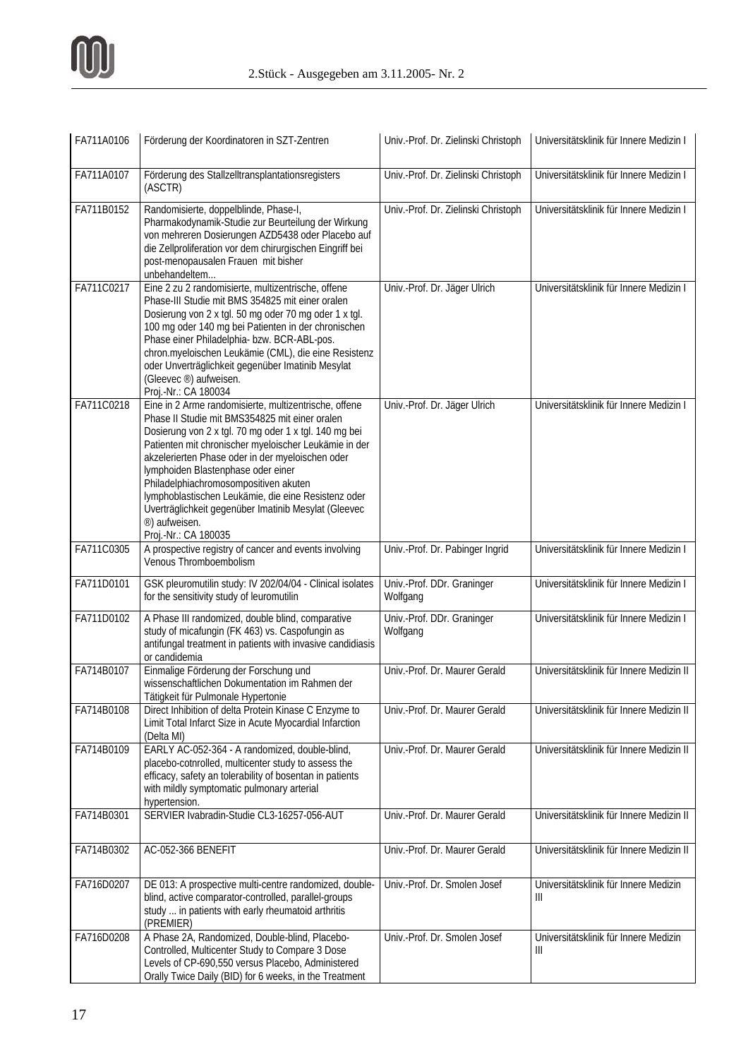| FA711A0106 | Förderung der Koordinatoren in SZT-Zentren | Univ.-Prof. Dr. Zielinski Christoph | Universitätsklinik für Innere Medizin I |
|---|---|---|---|
| FA711A0107 | Förderung des Stallzelltransplantationsregisters (ASCTR) | Univ.-Prof. Dr. Zielinski Christoph | Universitätsklinik für Innere Medizin I |
| FA711B0152 | Randomisierte, doppelblinde, Phase-I, Pharmakodynamik-Studie zur Beurteilung der Wirkung von mehreren Dosierungen AZD5438 oder Placebo auf die Zellproliferation vor dem chirurgischen Eingriff bei post-menopausalen Frauen mit bisher unbehandeltem... | Univ.-Prof. Dr. Zielinski Christoph | Universitätsklinik für Innere Medizin I |
| FA711C0217 | Eine 2 zu 2 randomisierte, multizentrische, offene Phase-III Studie mit BMS 354825 mit einer oralen Dosierung von 2 x tgl. 50 mg oder 70 mg oder 1 x tgl. 100 mg oder 140 mg bei Patienten in der chronischen Phase einer Philadelphia- bzw. BCR-ABL-pos. chron.myeloischen Leukämie (CML), die eine Resistenz oder Unverträglichkeit gegenüber Imatinib Mesylat (Gleevec ®) aufweisen. Proj.-Nr.: CA 180034 | Univ.-Prof. Dr. Jäger Ulrich | Universitätsklinik für Innere Medizin I |
| FA711C0218 | Eine in 2 Arme randomisierte, multizentrische, offene Phase II Studie mit BMS354825 mit einer oralen Dosierung von 2 x tgl. 70 mg oder 1 x tgl. 140 mg bei Patienten mit chronischer myeloischer Leukämie in der akzelerierten Phase oder in der myeloischen oder lymphoiden Blastenphase oder einer Philadelphiachromosompositiven akuten lymphoblastischen Leukämie, die eine Resistenz oder Uverträglichkeit gegenüber Imatinib Mesylat (Gleevec ®) aufweisen. Proj.-Nr.: CA 180035 | Univ.-Prof. Dr. Jäger Ulrich | Universitätsklinik für Innere Medizin I |
| FA711C0305 | A prospective registry of cancer and events involving Venous Thromboembolism | Univ.-Prof. Dr. Pabinger Ingrid | Universitätsklinik für Innere Medizin I |
| FA711D0101 | GSK pleuromutilin study: IV 202/04/04 - Clinical isolates for the sensitivity study of leuromutilin | Univ.-Prof. DDr. Graninger Wolfgang | Universitätsklinik für Innere Medizin I |
| FA711D0102 | A Phase III randomized, double blind, comparative study of micafungin (FK 463) vs. Caspofungin as antifungal treatment in patients with invasive candidiasis or candidemia | Univ.-Prof. DDr. Graninger Wolfgang | Universitätsklinik für Innere Medizin I |
| FA714B0107 | Einmalige Förderung der Forschung und wissenschaftlichen Dokumentation im Rahmen der Tätigkeit für Pulmonale Hypertonie | Univ.-Prof. Dr. Maurer Gerald | Universitätsklinik für Innere Medizin II |
| FA714B0108 | Direct Inhibition of delta Protein Kinase C Enzyme to Limit Total Infarct Size in Acute Myocardial Infarction (Delta MI) | Univ.-Prof. Dr. Maurer Gerald | Universitätsklinik für Innere Medizin II |
| FA714B0109 | EARLY AC-052-364 - A randomized, double-blind, placebo-cotnrolled, multicenter study to assess the efficacy, safety an tolerability of bosentan in patients with mildly symptomatic pulmonary arterial hypertension. | Univ.-Prof. Dr. Maurer Gerald | Universitätsklinik für Innere Medizin II |
| FA714B0301 | SERVIER Ivabradin-Studie CL3-16257-056-AUT | Univ.-Prof. Dr. Maurer Gerald | Universitätsklinik für Innere Medizin II |
| FA714B0302 | AC-052-366 BENEFIT | Univ.-Prof. Dr. Maurer Gerald | Universitätsklinik für Innere Medizin II |
| FA716D0207 | DE 013: A prospective multi-centre randomized, double-blind, active comparator-controlled, parallel-groups study ... in patients with early rheumatoid arthritis (PREMIER) | Univ.-Prof. Dr. Smolen Josef | Universitätsklinik für Innere Medizin III |
| FA716D0208 | A Phase 2A, Randomized, Double-blind, Placebo-Controlled, Multicenter Study to Compare 3 Dose Levels of CP-690,550 versus Placebo, Administered Orally Twice Daily (BID) for 6 weeks, in the Treatment | Univ.-Prof. Dr. Smolen Josef | Universitätsklinik für Innere Medizin III |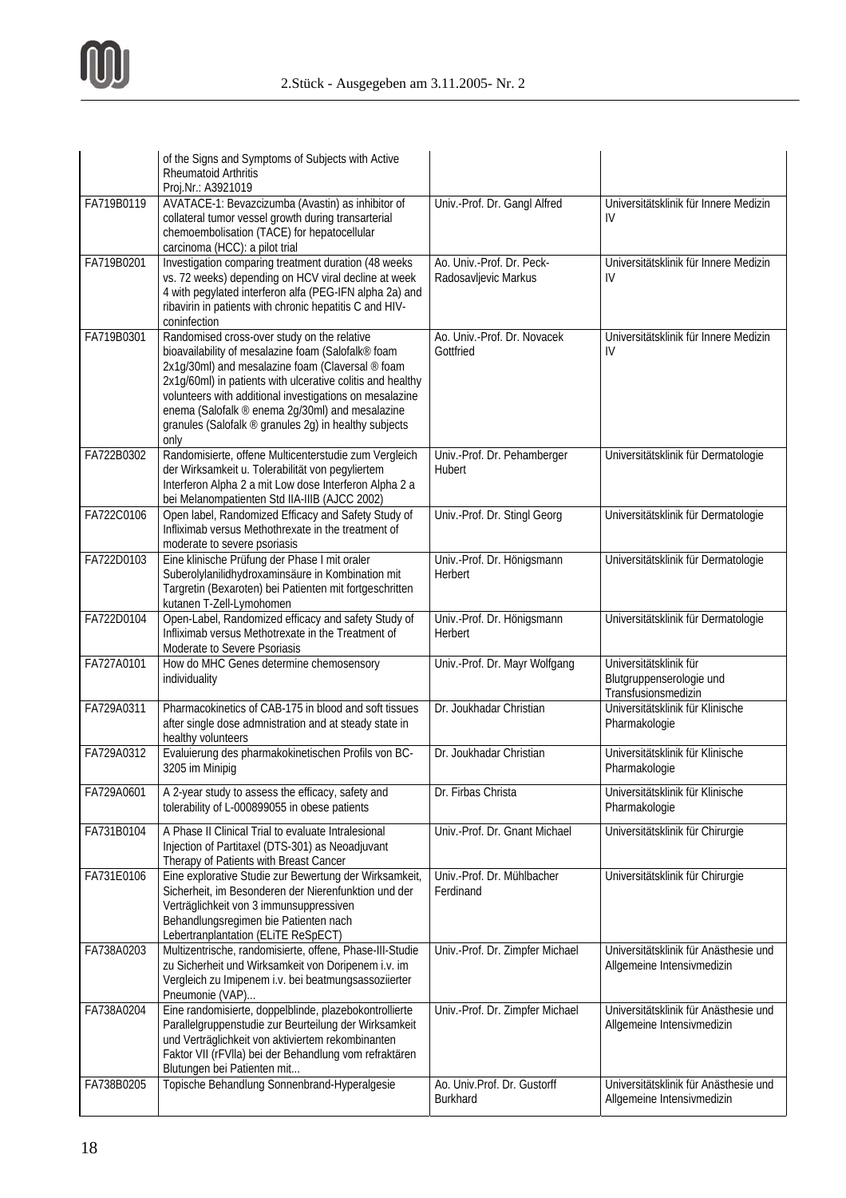| | | | |
|---|---|---|---|
| | of the Signs and Symptoms of Subjects with Active Rheumatoid Arthritis Proj.Nr.: A3921019 | | |
| FA719B0119 | AVATACE-1: Bevazcizumba (Avastin) as inhibitor of collateral tumor vessel growth during transarterial chemoembolisation (TACE) for hepatocellular carcinoma (HCC): a pilot trial | Univ.-Prof. Dr. Gangl Alfred | Universitätsklinik für Innere Medizin IV |
| FA719B0201 | Investigation comparing treatment duration (48 weeks vs. 72 weeks) depending on HCV viral decline at week 4 with pegylated interferon alfa (PEG-IFN alpha 2a) and ribavirin in patients with chronic hepatitis C and HIV-coninfection | Ao. Univ.-Prof. Dr. Peck-Radosavljevic Markus | Universitätsklinik für Innere Medizin IV |
| FA719B0301 | Randomised cross-over study on the relative bioavailability of mesalazine foam (Salofalk® foam 2x1g/30ml) and mesalazine foam (Claversal ® foam 2x1g/60ml) in patients with ulcerative colitis and healthy volunteers with additional investigations on mesalazine enema (Salofalk ® enema 2g/30ml) and mesalazine granules (Salofalk ® granules 2g) in healthy subjects only | Ao. Univ.-Prof. Dr. Novacek Gottfried | Universitätsklinik für Innere Medizin IV |
| FA722B0302 | Randomisierte, offene Multicenterstudie zum Vergleich der Wirksamkeit u. Tolerabilität von pegyliertem Interferon Alpha 2 a mit Low dose Interferon Alpha 2 a bei Melanompatienten Std IIA-IIIB (AJCC 2002) | Univ.-Prof. Dr. Pehamberger Hubert | Universitätsklinik für Dermatologie |
| FA722C0106 | Open label, Randomized Efficacy and Safety Study of Infliximab versus Methothrexate in the treatment of moderate to severe psoriasis | Univ.-Prof. Dr. Stingl Georg | Universitätsklinik für Dermatologie |
| FA722D0103 | Eine klinische Prüfung der Phase I mit oraler Suberolylanilidhydroxaminsäure in Kombination mit Targretin (Bexaroten) bei Patienten mit fortgeschritten kutanen T-Zell-Lymohomen | Univ.-Prof. Dr. Hönigsmann Herbert | Universitätsklinik für Dermatologie |
| FA722D0104 | Open-Label, Randomized efficacy and safety Study of Infliximab versus Methotrexate in the Treatment of Moderate to Severe Psoriasis | Univ.-Prof. Dr. Hönigsmann Herbert | Universitätsklinik für Dermatologie |
| FA727A0101 | How do MHC Genes determine chemosensory individuality | Univ.-Prof. Dr. Mayr Wolfgang | Universitätsklinik für Blutgruppenserologie und Transfusionsmedizin |
| FA729A0311 | Pharmacokinetics of CAB-175 in blood and soft tissues after single dose admnistration and at steady state in healthy volunteers | Dr. Joukhadar Christian | Universitätsklinik für Klinische Pharmakologie |
| FA729A0312 | Evaluierung des pharmakokinetischen Profils von BC-3205 im Minipig | Dr. Joukhadar Christian | Universitätsklinik für Klinische Pharmakologie |
| FA729A0601 | A 2-year study to assess the efficacy, safety and tolerability of L-000899055 in obese patients | Dr. Firbas Christa | Universitätsklinik für Klinische Pharmakologie |
| FA731B0104 | A Phase II Clinical Trial to evaluate Intralesional Injection of Partitaxel (DTS-301) as Neoadjuvant Therapy of Patients with Breast Cancer | Univ.-Prof. Dr. Gnant Michael | Universitätsklinik für Chirurgie |
| FA731E0106 | Eine explorative Studie zur Bewertung der Wirksamkeit, Sicherheit, im Besonderen der Nierenfunktion und der Verträglichkeit von 3 immunsuppressiven Behandlungsregimen bie Patienten nach Lebertranplantation (ELiTE ReSpECT) | Univ.-Prof. Dr. Mühlbacher Ferdinand | Universitätsklinik für Chirurgie |
| FA738A0203 | Multizentrische, randomisierte, offene, Phase-III-Studie zu Sicherheit und Wirksamkeit von Doripenem i.v. im Vergleich zu Imipenem i.v. bei beatmungsassoziierter Pneumonie (VAP)... | Univ.-Prof. Dr. Zimpfer Michael | Universitätsklinik für Anästhesie und Allgemeine Intensivmedizin |
| FA738A0204 | Eine randomisierte, doppelblinde, plazebokontrollierte Parallelgruppenstudie zur Beurteilung der Wirksamkeit und Verträglichkeit von aktiviertem rekombinanten Faktor VII (rFVIIa) bei der Behandlung vom refraktären Blutungen bei Patienten mit... | Univ.-Prof. Dr. Zimpfer Michael | Universitätsklinik für Anästhesie und Allgemeine Intensivmedizin |
| FA738B0205 | Topische Behandlung Sonnenbrand-Hyperalgesie | Ao. Univ.Prof. Dr. Gustorff Burkhard | Universitätsklinik für Anästhesie und Allgemeine Intensivmedizin |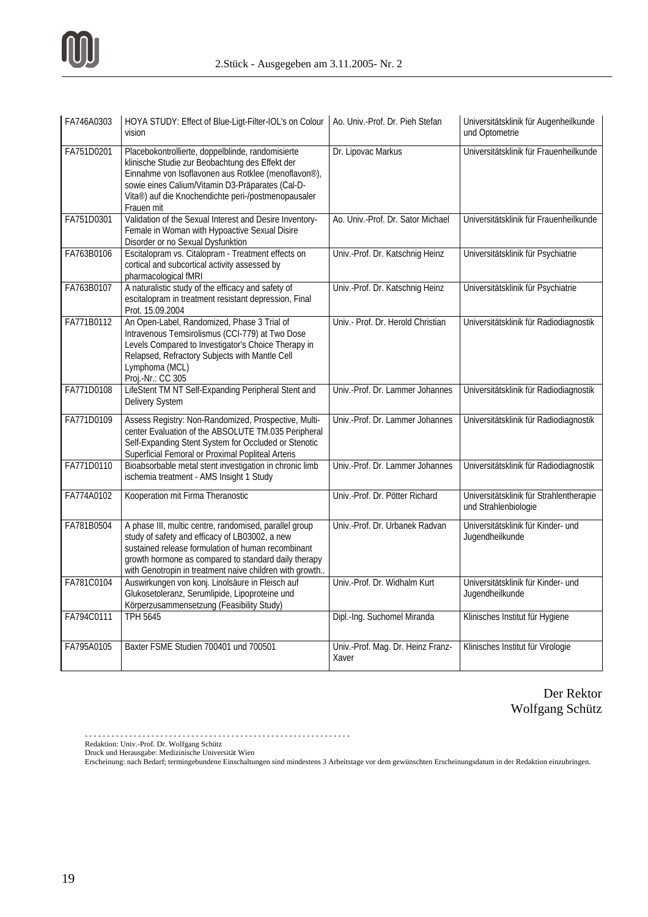| | | | |
|---|---|---|---|
| FA746A0303 | HOYA STUDY: Effect of Blue-Ligt-Filter-IOL's on Colour vision | Ao. Univ.-Prof. Dr. Pieh Stefan | Universitätsklinik für Augenheilkunde und Optometrie |
| FA751D0201 | Placebokontrollierte, doppelblinde, randomisierte klinische Studie zur Beobachtung des Effekt der Einnahme von Isoflavonen aus Rotklee (menoflavon®), sowie eines Calium/Vitamin D3-Präparates (Cal-D-Vita®) auf die Knochendichte peri-/postmenopausaler Frauen mit | Dr. Lipovac Markus | Universitätsklinik für Frauenheilkunde |
| FA751D0301 | Validation of the Sexual Interest and Desire Inventory-Female in Woman with Hypoactive Sexual Disire Disorder or no Sexual Dysfunktion | Ao. Univ.-Prof. Dr. Sator Michael | Universitätsklinik für Frauenheilkunde |
| FA763B0106 | Escitalopram vs. Citalopram - Treatment effects on cortical and subcortical activity assessed by pharmacological fMRI | Univ.-Prof. Dr. Katschnig Heinz | Universitätsklinik für Psychiatrie |
| FA763B0107 | A naturalistic study of the efficacy and safety of escitalopram in treatment resistant depression, Final Prot. 15.09.2004 | Univ.-Prof. Dr. Katschnig Heinz | Universitätsklinik für Psychiatrie |
| FA771B0112 | An Open-Label, Randomized, Phase 3 Trial of Intravenous Temsirolismus (CCI-779) at Two Dose Levels Compared to Investigator's Choice Therapy in Relapsed, Refractory Subjects with Mantle Cell Lymphoma (MCL) Proj.-Nr.: CC 305 | Univ.- Prof. Dr. Herold Christian | Universitätsklinik für Radiodiagnostik |
| FA771D0108 | LifeStent TM NT Self-Expanding Peripheral Stent and Delivery System | Univ.-Prof. Dr. Lammer Johannes | Universitätsklinik für Radiodiagnostik |
| FA771D0109 | Assess Registry: Non-Randomized, Prospective, Multi-center Evaluation of the ABSOLUTE TM.035 Peripheral Self-Expanding Stent System for Occluded or Stenotic Superficial Femoral or Proximal Popliteal Arteris | Univ.-Prof. Dr. Lammer Johannes | Universitätsklinik für Radiodiagnostik |
| FA771D0110 | Bioabsorbable metal stent investigation in chronic limb ischemia treatment - AMS Insight 1 Study | Univ.-Prof. Dr. Lammer Johannes | Universitätsklinik für Radiodiagnostik |
| FA774A0102 | Kooperation mit Firma Theranostic | Univ.-Prof. Dr. Pötter Richard | Universitätsklinik für Strahlentherapie und Strahlenbiologie |
| FA781B0504 | A phase III, multic centre, randomised, parallel group study of safety and efficacy of LB03002, a new sustained release formulation of human recombinant growth hormone as compared to standard daily therapy with Genotropin in treatment naive children with growth.. | Univ.-Prof. Dr. Urbanek Radvan | Universitätsklinik für Kinder- und Jugendheilkunde |
| FA781C0104 | Auswirkungen von konj. Linolsäure in Fleisch auf Glukosetoleranz, Serumlipide, Lipoproteine und Körperzusammensetzung (Feasibility Study) | Univ.-Prof. Dr. Widhalm Kurt | Universitätsklinik für Kinder- und Jugendheilkunde |
| FA794C0111 | TPH 5645 | Dipl.-Ing. Suchomel Miranda | Klinisches Institut für Hygiene |
| FA795A0105 | Baxter FSME Studien 700401 und 700501 | Univ.-Prof. Mag. Dr. Heinz Franz-Xaver | Klinisches Institut für Virologie |

Der Rektor
Wolfgang Schütz

---

Redaktion: Univ.-Prof. Dr. Wolfgang Schütz
Druck und Herausgabe: Medizinische Universität Wien
Erscheinung: nach Bedarf; termingebundene Einschaltungen sind mindestens 3 Arbeitstage vor dem gewünschten Erscheinungsdatum in der Redaktion einzubringen.